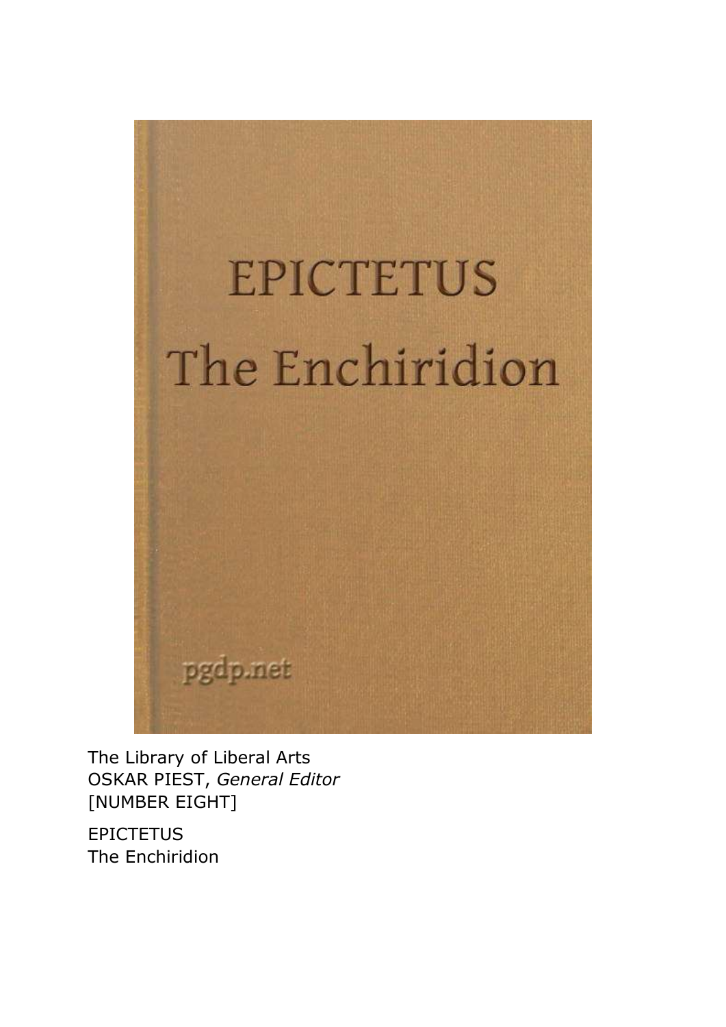EPICTETUS

The Enchiridion

pgdp.net

The Library of Liberal Arts
OSKAR PIEST, *General Editor*
[NUMBER EIGHT]

EPICTETUS
The Enchiridion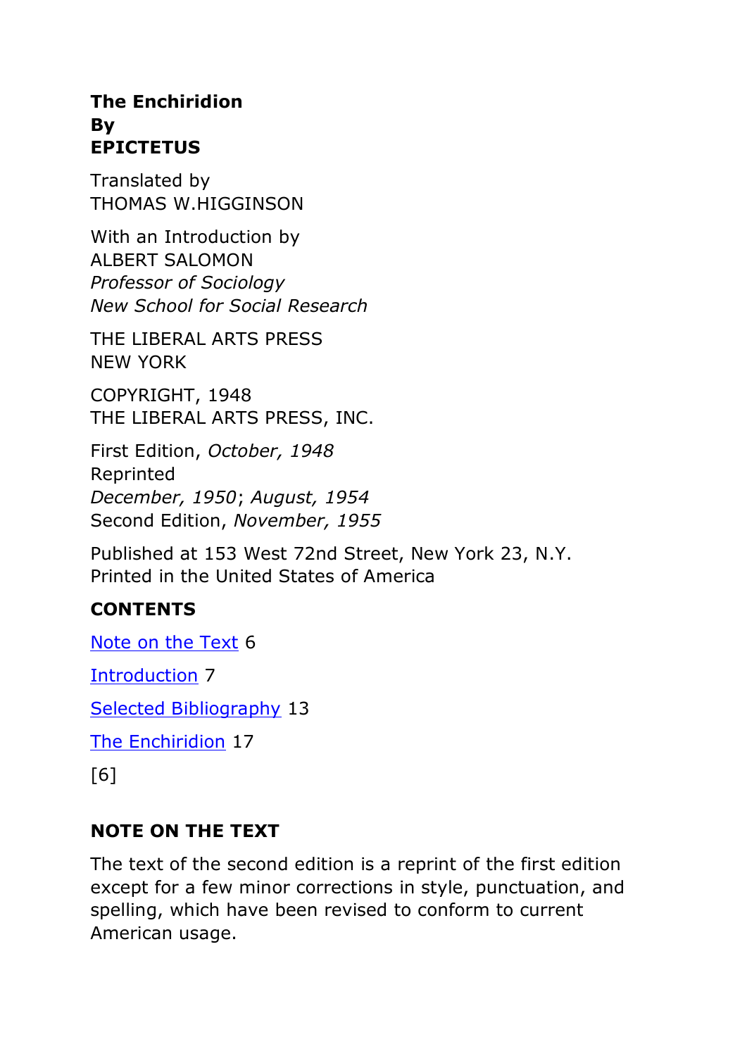**The Enchiridion**
**By**
**EPICTETUS**

Translated by
THOMAS W.HIGGINSON

With an Introduction by
ALBERT SALOMON
*Professor of Sociology*
*New School for Social Research*

THE LIBERAL ARTS PRESS
NEW YORK

COPYRIGHT, 1948
THE LIBERAL ARTS PRESS, INC.

First Edition, *October, 1948*
Reprinted
*December, 1950*; *August, 1954*
Second Edition, *November, 1955*

Published at 153 West 72nd Street, New York 23, N.Y.
Printed in the United States of America

## CONTENTS

Note on the Text 6

Introduction 7

Selected Bibliography 13

The Enchiridion 17

## NOTE ON THE TEXT

The text of the second edition is a reprint of the first edition except for a few minor corrections in style, punctuation, and spelling, which have been revised to conform to current American usage.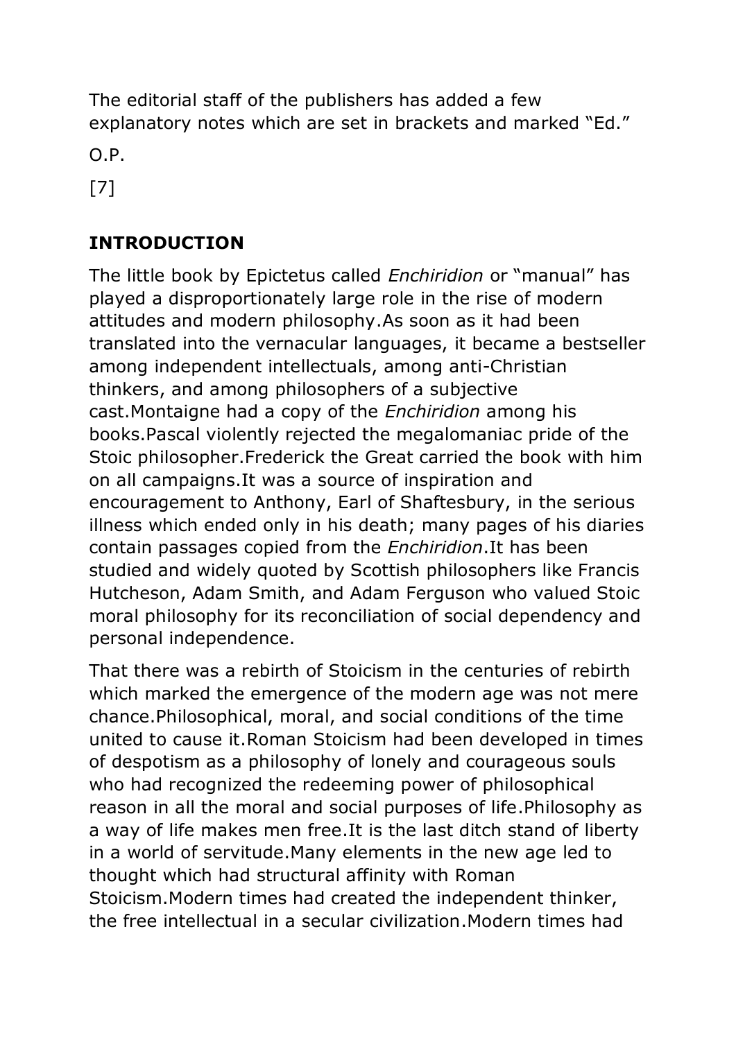The editorial staff of the publishers has added a few explanatory notes which are set in brackets and marked "Ed."

O.P.

[7]

## INTRODUCTION

The little book by Epictetus called *Enchiridion* or "manual" has played a disproportionately large role in the rise of modern attitudes and modern philosophy.As soon as it had been translated into the vernacular languages, it became a bestseller among independent intellectuals, among anti-Christian thinkers, and among philosophers of a subjective cast.Montaigne had a copy of the *Enchiridion* among his books.Pascal violently rejected the megalomaniac pride of the Stoic philosopher.Frederick the Great carried the book with him on all campaigns.It was a source of inspiration and encouragement to Anthony, Earl of Shaftesbury, in the serious illness which ended only in his death; many pages of his diaries contain passages copied from the *Enchiridion*.It has been studied and widely quoted by Scottish philosophers like Francis Hutcheson, Adam Smith, and Adam Ferguson who valued Stoic moral philosophy for its reconciliation of social dependency and personal independence.

That there was a rebirth of Stoicism in the centuries of rebirth which marked the emergence of the modern age was not mere chance.Philosophical, moral, and social conditions of the time united to cause it.Roman Stoicism had been developed in times of despotism as a philosophy of lonely and courageous souls who had recognized the redeeming power of philosophical reason in all the moral and social purposes of life.Philosophy as a way of life makes men free.It is the last ditch stand of liberty in a world of servitude.Many elements in the new age led to thought which had structural affinity with Roman Stoicism.Modern times had created the independent thinker, the free intellectual in a secular civilization.Modern times had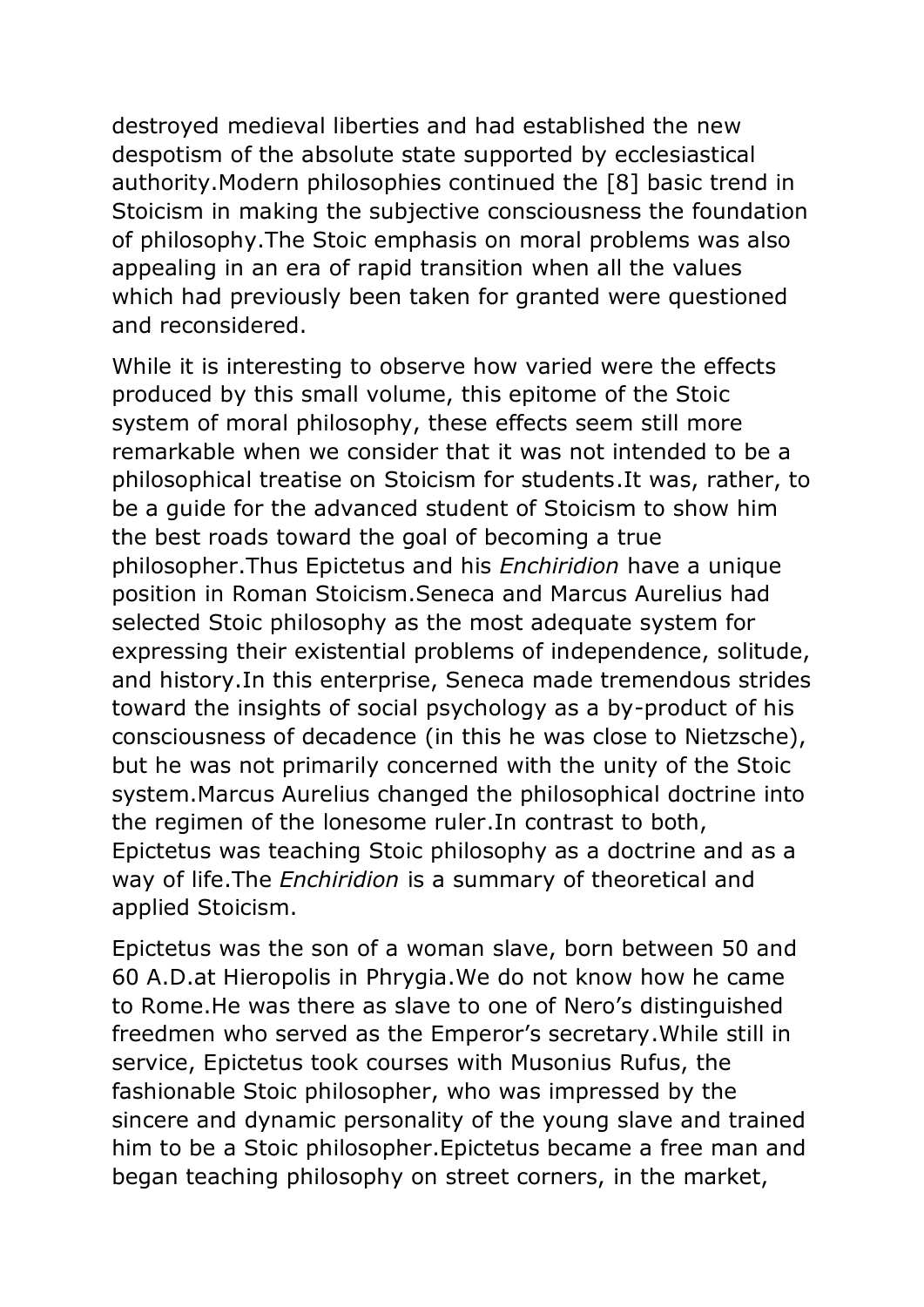destroyed medieval liberties and had established the new despotism of the absolute state supported by ecclesiastical authority.Modern philosophies continued the [8] basic trend in Stoicism in making the subjective consciousness the foundation of philosophy.The Stoic emphasis on moral problems was also appealing in an era of rapid transition when all the values which had previously been taken for granted were questioned and reconsidered.

While it is interesting to observe how varied were the effects produced by this small volume, this epitome of the Stoic system of moral philosophy, these effects seem still more remarkable when we consider that it was not intended to be a philosophical treatise on Stoicism for students.It was, rather, to be a guide for the advanced student of Stoicism to show him the best roads toward the goal of becoming a true philosopher.Thus Epictetus and his *Enchiridion* have a unique position in Roman Stoicism.Seneca and Marcus Aurelius had selected Stoic philosophy as the most adequate system for expressing their existential problems of independence, solitude, and history.In this enterprise, Seneca made tremendous strides toward the insights of social psychology as a by-product of his consciousness of decadence (in this he was close to Nietzsche), but he was not primarily concerned with the unity of the Stoic system.Marcus Aurelius changed the philosophical doctrine into the regimen of the lonesome ruler.In contrast to both, Epictetus was teaching Stoic philosophy as a doctrine and as a way of life.The *Enchiridion* is a summary of theoretical and applied Stoicism.

Epictetus was the son of a woman slave, born between 50 and 60 A.D.at Hieropolis in Phrygia.We do not know how he came to Rome.He was there as slave to one of Nero's distinguished freedmen who served as the Emperor's secretary.While still in service, Epictetus took courses with Musonius Rufus, the fashionable Stoic philosopher, who was impressed by the sincere and dynamic personality of the young slave and trained him to be a Stoic philosopher.Epictetus became a free man and began teaching philosophy on street corners, in the market,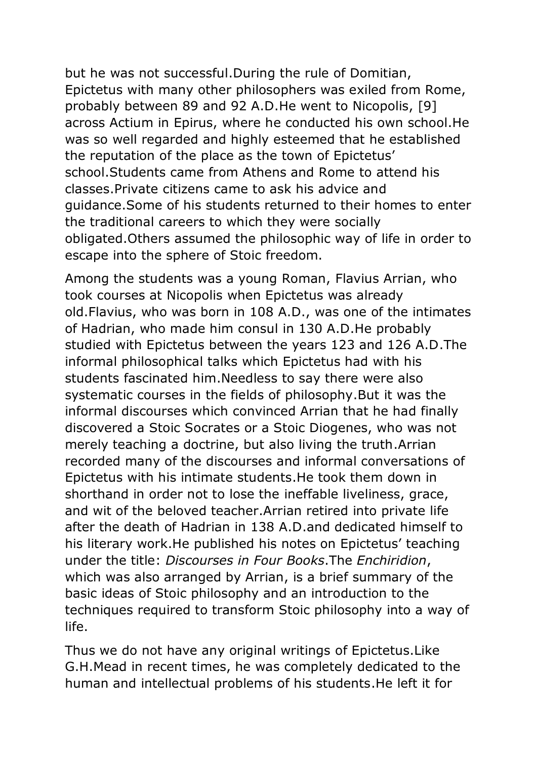but he was not successful.During the rule of Domitian, Epictetus with many other philosophers was exiled from Rome, probably between 89 and 92 A.D.He went to Nicopolis, [9] across Actium in Epirus, where he conducted his own school.He was so well regarded and highly esteemed that he established the reputation of the place as the town of Epictetus' school.Students came from Athens and Rome to attend his classes.Private citizens came to ask his advice and guidance.Some of his students returned to their homes to enter the traditional careers to which they were socially obligated.Others assumed the philosophic way of life in order to escape into the sphere of Stoic freedom.

Among the students was a young Roman, Flavius Arrian, who took courses at Nicopolis when Epictetus was already old.Flavius, who was born in 108 A.D., was one of the intimates of Hadrian, who made him consul in 130 A.D.He probably studied with Epictetus between the years 123 and 126 A.D.The informal philosophical talks which Epictetus had with his students fascinated him.Needless to say there were also systematic courses in the fields of philosophy.But it was the informal discourses which convinced Arrian that he had finally discovered a Stoic Socrates or a Stoic Diogenes, who was not merely teaching a doctrine, but also living the truth.Arrian recorded many of the discourses and informal conversations of Epictetus with his intimate students.He took them down in shorthand in order not to lose the ineffable liveliness, grace, and wit of the beloved teacher.Arrian retired into private life after the death of Hadrian in 138 A.D.and dedicated himself to his literary work.He published his notes on Epictetus' teaching under the title: *Discourses in Four Books*.The *Enchiridion*, which was also arranged by Arrian, is a brief summary of the basic ideas of Stoic philosophy and an introduction to the techniques required to transform Stoic philosophy into a way of life.

Thus we do not have any original writings of Epictetus.Like G.H.Mead in recent times, he was completely dedicated to the human and intellectual problems of his students.He left it for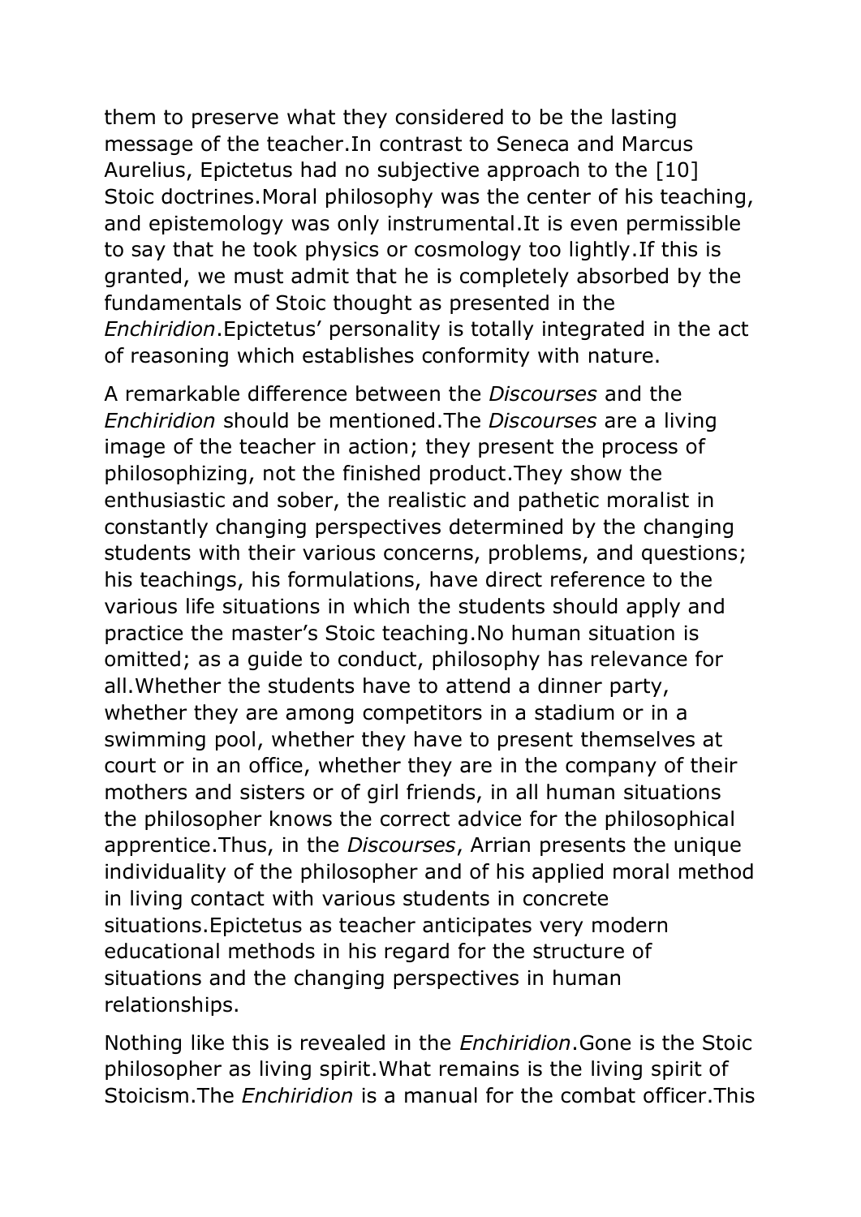them to preserve what they considered to be the lasting message of the teacher.In contrast to Seneca and Marcus Aurelius, Epictetus had no subjective approach to the [10] Stoic doctrines.Moral philosophy was the center of his teaching, and epistemology was only instrumental.It is even permissible to say that he took physics or cosmology too lightly.If this is granted, we must admit that he is completely absorbed by the fundamentals of Stoic thought as presented in the *Enchiridion*.Epictetus' personality is totally integrated in the act of reasoning which establishes conformity with nature.

A remarkable difference between the *Discourses* and the *Enchiridion* should be mentioned.The *Discourses* are a living image of the teacher in action; they present the process of philosophizing, not the finished product.They show the enthusiastic and sober, the realistic and pathetic moralist in constantly changing perspectives determined by the changing students with their various concerns, problems, and questions; his teachings, his formulations, have direct reference to the various life situations in which the students should apply and practice the master's Stoic teaching.No human situation is omitted; as a guide to conduct, philosophy has relevance for all.Whether the students have to attend a dinner party, whether they are among competitors in a stadium or in a swimming pool, whether they have to present themselves at court or in an office, whether they are in the company of their mothers and sisters or of girl friends, in all human situations the philosopher knows the correct advice for the philosophical apprentice.Thus, in the *Discourses*, Arrian presents the unique individuality of the philosopher and of his applied moral method in living contact with various students in concrete situations.Epictetus as teacher anticipates very modern educational methods in his regard for the structure of situations and the changing perspectives in human relationships.

Nothing like this is revealed in the *Enchiridion*.Gone is the Stoic philosopher as living spirit.What remains is the living spirit of Stoicism.The *Enchiridion* is a manual for the combat officer.This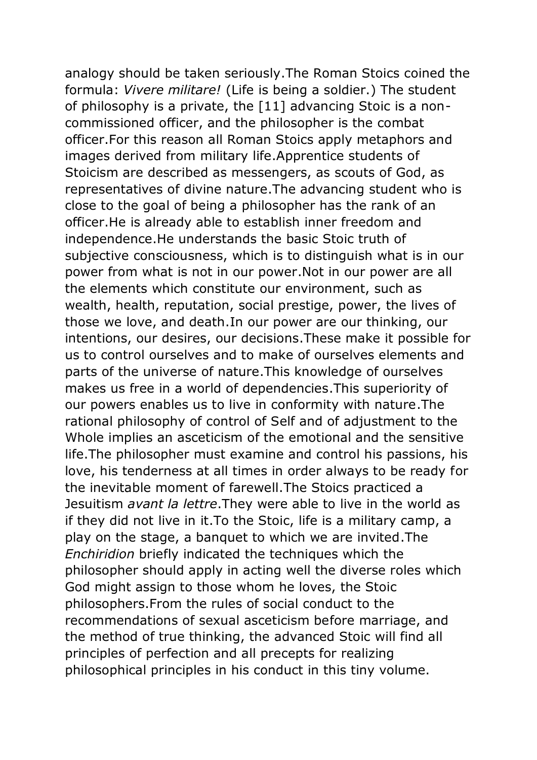analogy should be taken seriously.The Roman Stoics coined the formula: *Vivere militare!* (Life is being a soldier.) The student of philosophy is a private, the [11] advancing Stoic is a non-commissioned officer, and the philosopher is the combat officer.For this reason all Roman Stoics apply metaphors and images derived from military life.Apprentice students of Stoicism are described as messengers, as scouts of God, as representatives of divine nature.The advancing student who is close to the goal of being a philosopher has the rank of an officer.He is already able to establish inner freedom and independence.He understands the basic Stoic truth of subjective consciousness, which is to distinguish what is in our power from what is not in our power.Not in our power are all the elements which constitute our environment, such as wealth, health, reputation, social prestige, power, the lives of those we love, and death.In our power are our thinking, our intentions, our desires, our decisions.These make it possible for us to control ourselves and to make of ourselves elements and parts of the universe of nature.This knowledge of ourselves makes us free in a world of dependencies.This superiority of our powers enables us to live in conformity with nature.The rational philosophy of control of Self and of adjustment to the Whole implies an asceticism of the emotional and the sensitive life.The philosopher must examine and control his passions, his love, his tenderness at all times in order always to be ready for the inevitable moment of farewell.The Stoics practiced a Jesuitism *avant la lettre*.They were able to live in the world as if they did not live in it.To the Stoic, life is a military camp, a play on the stage, a banquet to which we are invited.The *Enchiridion* briefly indicated the techniques which the philosopher should apply in acting well the diverse roles which God might assign to those whom he loves, the Stoic philosophers.From the rules of social conduct to the recommendations of sexual asceticism before marriage, and the method of true thinking, the advanced Stoic will find all principles of perfection and all precepts for realizing philosophical principles in his conduct in this tiny volume.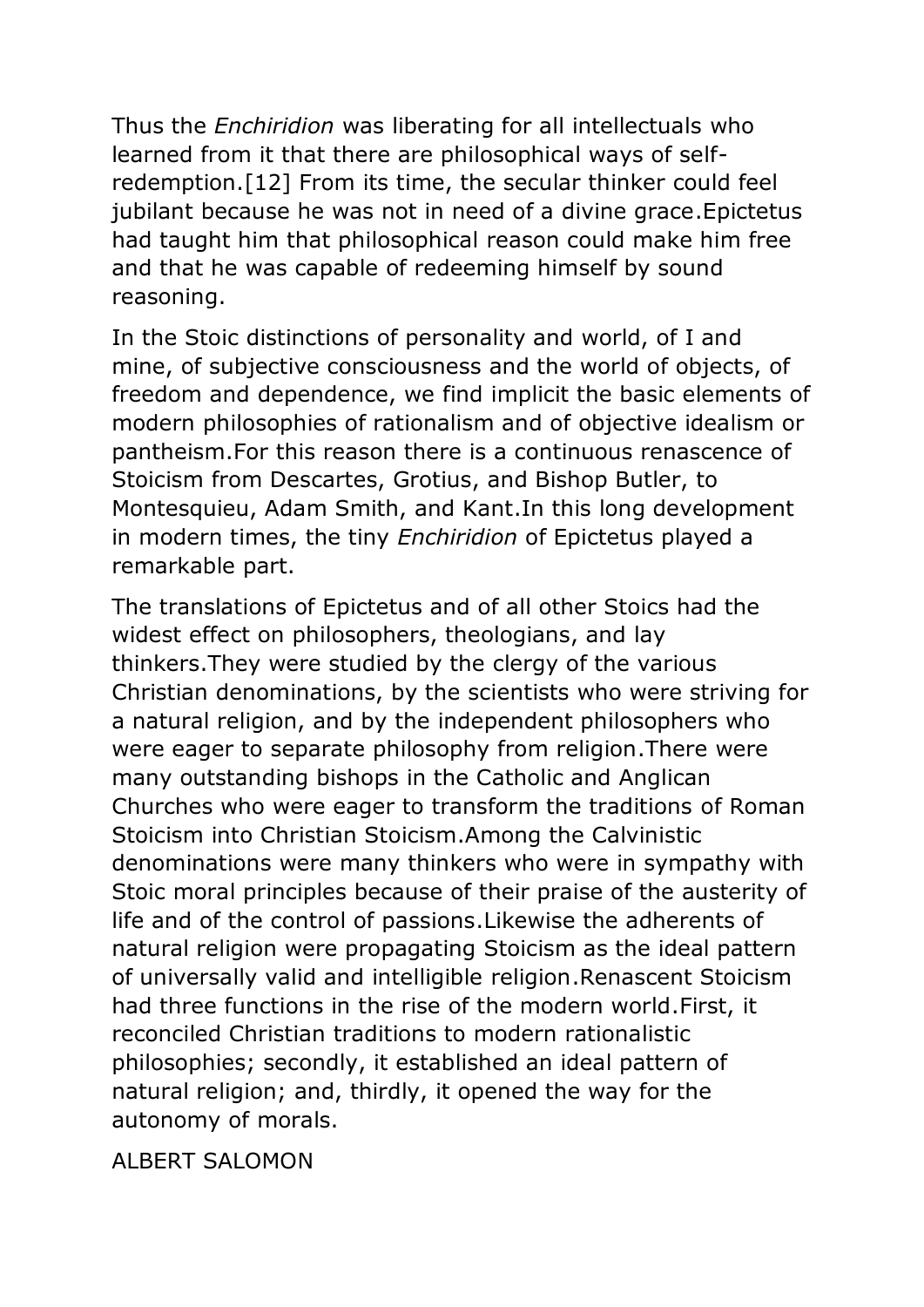Thus the *Enchiridion* was liberating for all intellectuals who learned from it that there are philosophical ways of self-redemption.[12] From its time, the secular thinker could feel jubilant because he was not in need of a divine grace.Epictetus had taught him that philosophical reason could make him free and that he was capable of redeeming himself by sound reasoning.

In the Stoic distinctions of personality and world, of I and mine, of subjective consciousness and the world of objects, of freedom and dependence, we find implicit the basic elements of modern philosophies of rationalism and of objective idealism or pantheism.For this reason there is a continuous renascence of Stoicism from Descartes, Grotius, and Bishop Butler, to Montesquieu, Adam Smith, and Kant.In this long development in modern times, the tiny *Enchiridion* of Epictetus played a remarkable part.

The translations of Epictetus and of all other Stoics had the widest effect on philosophers, theologians, and lay thinkers.They were studied by the clergy of the various Christian denominations, by the scientists who were striving for a natural religion, and by the independent philosophers who were eager to separate philosophy from religion.There were many outstanding bishops in the Catholic and Anglican Churches who were eager to transform the traditions of Roman Stoicism into Christian Stoicism.Among the Calvinistic denominations were many thinkers who were in sympathy with Stoic moral principles because of their praise of the austerity of life and of the control of passions.Likewise the adherents of natural religion were propagating Stoicism as the ideal pattern of universally valid and intelligible religion.Renascent Stoicism had three functions in the rise of the modern world.First, it reconciled Christian traditions to modern rationalistic philosophies; secondly, it established an ideal pattern of natural religion; and, thirdly, it opened the way for the autonomy of morals.

ALBERT SALOMON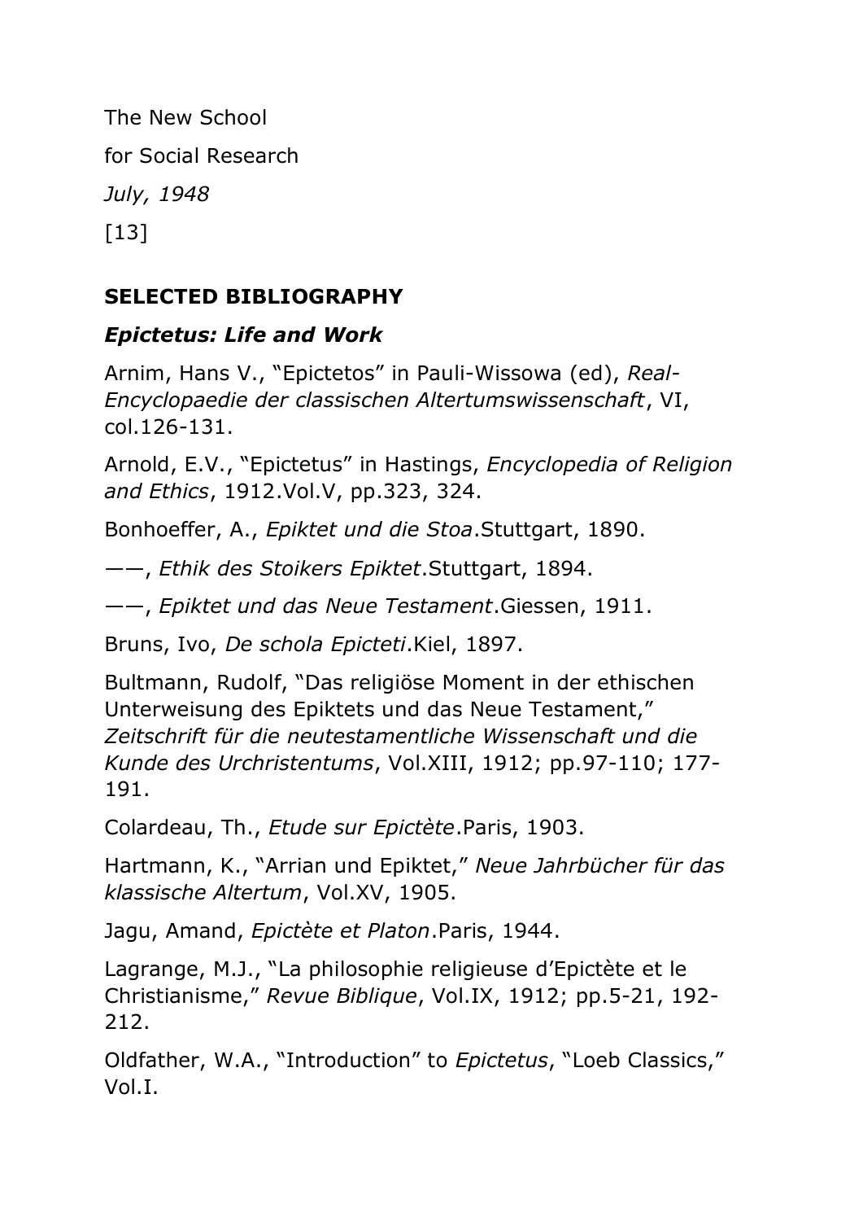The New School

for Social Research

*July, 1948*

[13]

## SELECTED BIBLIOGRAPHY

### *Epictetus: Life and Work*

Arnim, Hans V., "Epictetos" in Pauli-Wissowa (ed), *Real-Encyclopaedie der classischen Altertumswissenschaft*, VI, col.126-131.

Arnold, E.V., "Epictetus" in Hastings, *Encyclopedia of Religion and Ethics*, 1912.Vol.V, pp.323, 324.

Bonhoeffer, A., *Epiktet und die Stoa*.Stuttgart, 1890.

——, *Ethik des Stoikers Epiktet*.Stuttgart, 1894.

——, *Epiktet und das Neue Testament*.Giessen, 1911.

Bruns, Ivo, *De schola Epicteti*.Kiel, 1897.

Bultmann, Rudolf, "Das religiöse Moment in der ethischen Unterweisung des Epiktets und das Neue Testament," *Zeitschrift für die neutestamentliche Wissenschaft und die Kunde des Urchristentums*, Vol.XIII, 1912; pp.97-110; 177-191.

Colardeau, Th., *Etude sur Epictète*.Paris, 1903.

Hartmann, K., "Arrian und Epiktet," *Neue Jahrbücher für das klassische Altertum*, Vol.XV, 1905.

Jagu, Amand, *Epictète et Platon*.Paris, 1944.

Lagrange, M.J., "La philosophie religieuse d'Epictète et le Christianisme," *Revue Biblique*, Vol.IX, 1912; pp.5-21, 192-212.

Oldfather, W.A., "Introduction" to *Epictetus*, "Loeb Classics," Vol.I.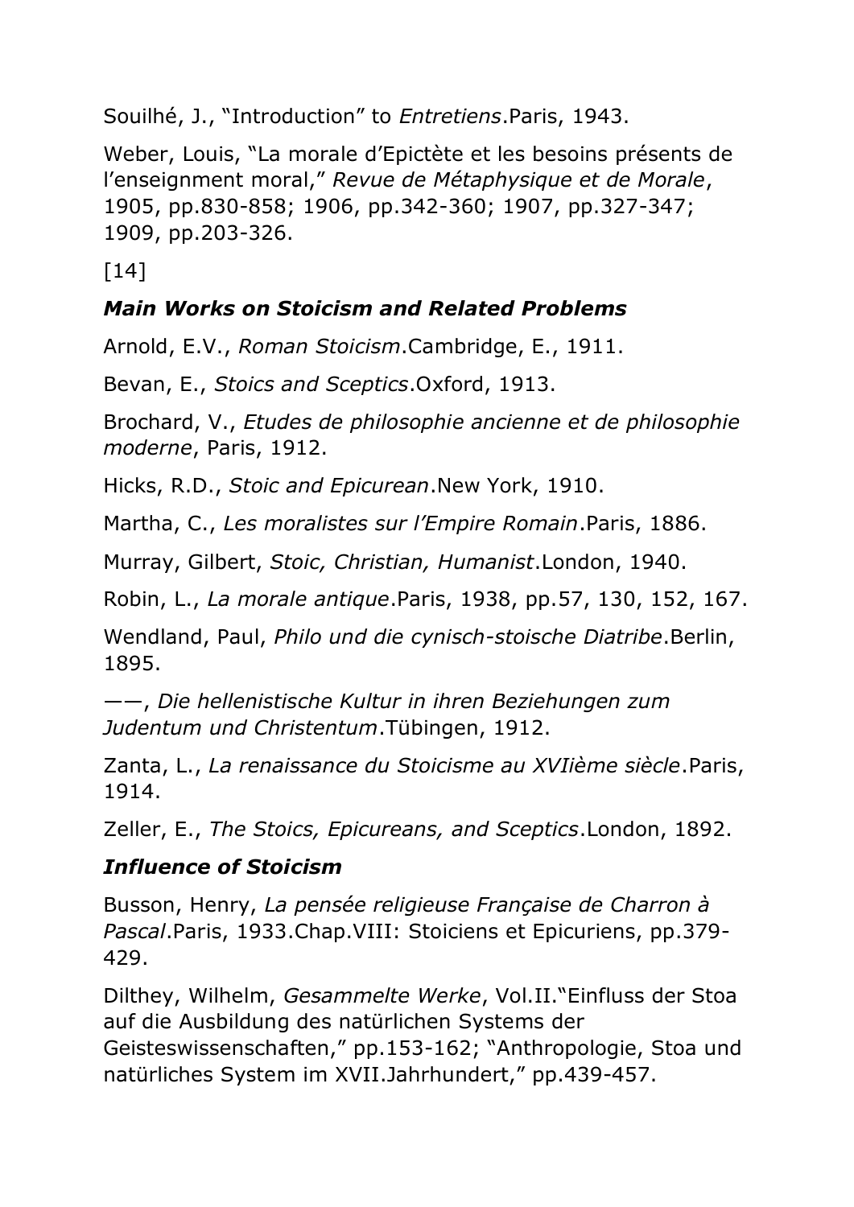Souilhé, J., "Introduction" to *Entretiens*.Paris, 1943.

Weber, Louis, "La morale d'Epictète et les besoins présents de l'enseignment moral," *Revue de Métaphysique et de Morale*, 1905, pp.830-858; 1906, pp.342-360; 1907, pp.327-347; 1909, pp.203-326.

[14]

### *Main Works on Stoicism and Related Problems*

Arnold, E.V., *Roman Stoicism*.Cambridge, E., 1911.

Bevan, E., *Stoics and Sceptics*.Oxford, 1913.

Brochard, V., *Etudes de philosophie ancienne et de philosophie moderne*, Paris, 1912.

Hicks, R.D., *Stoic and Epicurean*.New York, 1910.

Martha, C., *Les moralistes sur l'Empire Romain*.Paris, 1886.

Murray, Gilbert, *Stoic, Christian, Humanist*.London, 1940.

Robin, L., *La morale antique*.Paris, 1938, pp.57, 130, 152, 167.

Wendland, Paul, *Philo und die cynisch-stoische Diatribe*.Berlin, 1895.

——, *Die hellenistische Kultur in ihren Beziehungen zum Judentum und Christentum*.Tübingen, 1912.

Zanta, L., *La renaissance du Stoicisme au XVIième siècle*.Paris, 1914.

Zeller, E., *The Stoics, Epicureans, and Sceptics*.London, 1892.

### *Influence of Stoicism*

Busson, Henry, *La pensée religieuse Française de Charron à Pascal*.Paris, 1933.Chap.VIII: Stoiciens et Epicuriens, pp.379-429.

Dilthey, Wilhelm, *Gesammelte Werke*, Vol.II."Einfluss der Stoa auf die Ausbildung des natürlichen Systems der Geisteswissenschaften," pp.153-162; "Anthropologie, Stoa und natürliches System im XVII.Jahrhundert," pp.439-457.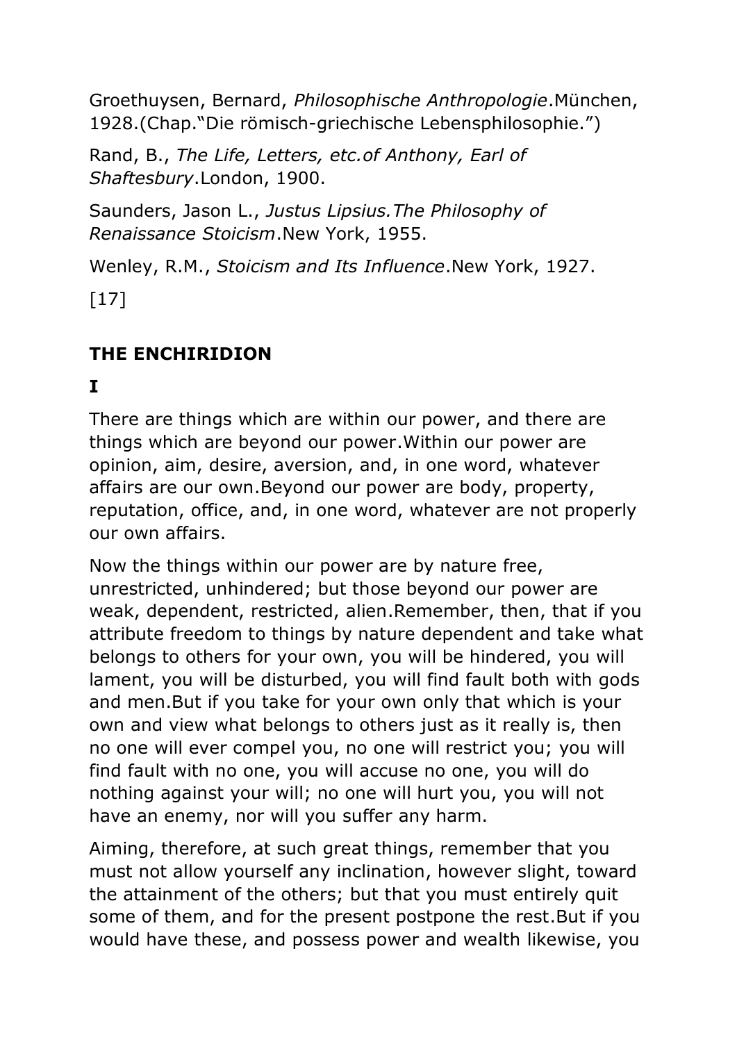Groethuysen, Bernard, *Philosophische Anthropologie*.München, 1928.(Chap."Die römisch-griechische Lebensphilosophie.")

Rand, B., *The Life, Letters, etc.of Anthony, Earl of Shaftesbury*.London, 1900.

Saunders, Jason L., *Justus Lipsius.The Philosophy of Renaissance Stoicism*.New York, 1955.

Wenley, R.M., *Stoicism and Its Influence*.New York, 1927.

## THE ENCHIRIDION

### I

There are things which are within our power, and there are things which are beyond our power.Within our power are opinion, aim, desire, aversion, and, in one word, whatever affairs are our own.Beyond our power are body, property, reputation, office, and, in one word, whatever are not properly our own affairs.

Now the things within our power are by nature free, unrestricted, unhindered; but those beyond our power are weak, dependent, restricted, alien.Remember, then, that if you attribute freedom to things by nature dependent and take what belongs to others for your own, you will be hindered, you will lament, you will be disturbed, you will find fault both with gods and men.But if you take for your own only that which is your own and view what belongs to others just as it really is, then no one will ever compel you, no one will restrict you; you will find fault with no one, you will accuse no one, you will do nothing against your will; no one will hurt you, you will not have an enemy, nor will you suffer any harm.

Aiming, therefore, at such great things, remember that you must not allow yourself any inclination, however slight, toward the attainment of the others; but that you must entirely quit some of them, and for the present postpone the rest.But if you would have these, and possess power and wealth likewise, you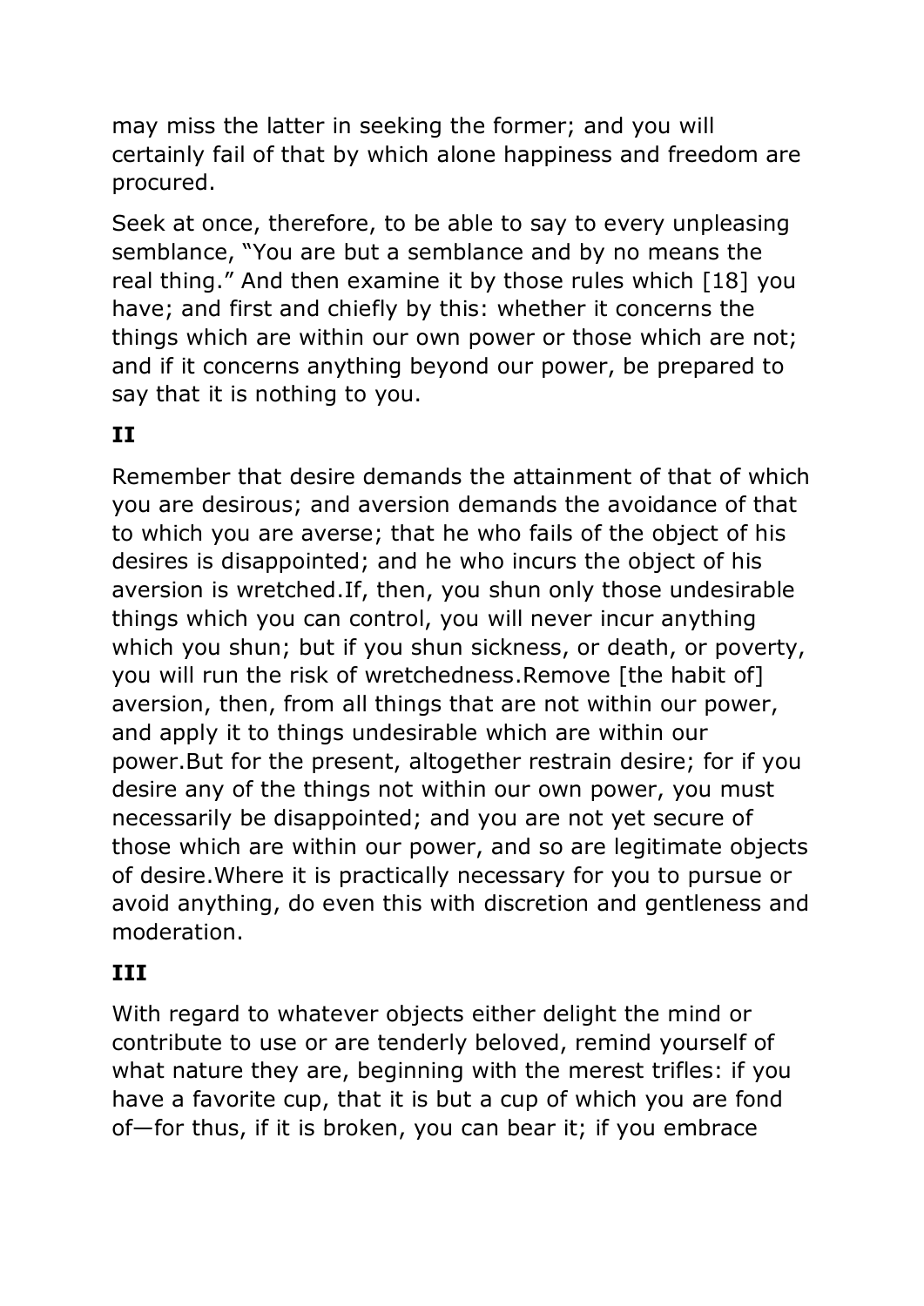may miss the latter in seeking the former; and you will certainly fail of that by which alone happiness and freedom are procured.

Seek at once, therefore, to be able to say to every unpleasing semblance, "You are but a semblance and by no means the real thing." And then examine it by those rules which [18] you have; and first and chiefly by this: whether it concerns the things which are within our own power or those which are not; and if it concerns anything beyond our power, be prepared to say that it is nothing to you.

## II

Remember that desire demands the attainment of that of which you are desirous; and aversion demands the avoidance of that to which you are averse; that he who fails of the object of his desires is disappointed; and he who incurs the object of his aversion is wretched.If, then, you shun only those undesirable things which you can control, you will never incur anything which you shun; but if you shun sickness, or death, or poverty, you will run the risk of wretchedness.Remove [the habit of] aversion, then, from all things that are not within our power, and apply it to things undesirable which are within our power.But for the present, altogether restrain desire; for if you desire any of the things not within our own power, you must necessarily be disappointed; and you are not yet secure of those which are within our power, and so are legitimate objects of desire.Where it is practically necessary for you to pursue or avoid anything, do even this with discretion and gentleness and moderation.

## III

With regard to whatever objects either delight the mind or contribute to use or are tenderly beloved, remind yourself of what nature they are, beginning with the merest trifles: if you have a favorite cup, that it is but a cup of which you are fond of—for thus, if it is broken, you can bear it; if you embrace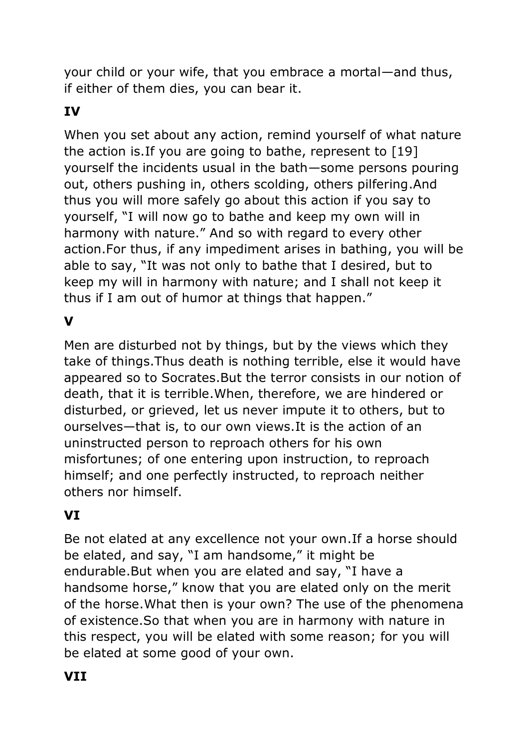your child or your wife, that you embrace a mortal—and thus, if either of them dies, you can bear it.

## IV

When you set about any action, remind yourself of what nature the action is.If you are going to bathe, represent to [19] yourself the incidents usual in the bath—some persons pouring out, others pushing in, others scolding, others pilfering.And thus you will more safely go about this action if you say to yourself, “I will now go to bathe and keep my own will in harmony with nature.” And so with regard to every other action.For thus, if any impediment arises in bathing, you will be able to say, “It was not only to bathe that I desired, but to keep my will in harmony with nature; and I shall not keep it thus if I am out of humor at things that happen.”

## V

Men are disturbed not by things, but by the views which they take of things.Thus death is nothing terrible, else it would have appeared so to Socrates.But the terror consists in our notion of death, that it is terrible.When, therefore, we are hindered or disturbed, or grieved, let us never impute it to others, but to ourselves—that is, to our own views.It is the action of an uninstructed person to reproach others for his own misfortunes; of one entering upon instruction, to reproach himself; and one perfectly instructed, to reproach neither others nor himself.

## VI

Be not elated at any excellence not your own.If a horse should be elated, and say, “I am handsome,” it might be endurable.But when you are elated and say, “I have a handsome horse,” know that you are elated only on the merit of the horse.What then is your own? The use of the phenomena of existence.So that when you are in harmony with nature in this respect, you will be elated with some reason; for you will be elated at some good of your own.

## VII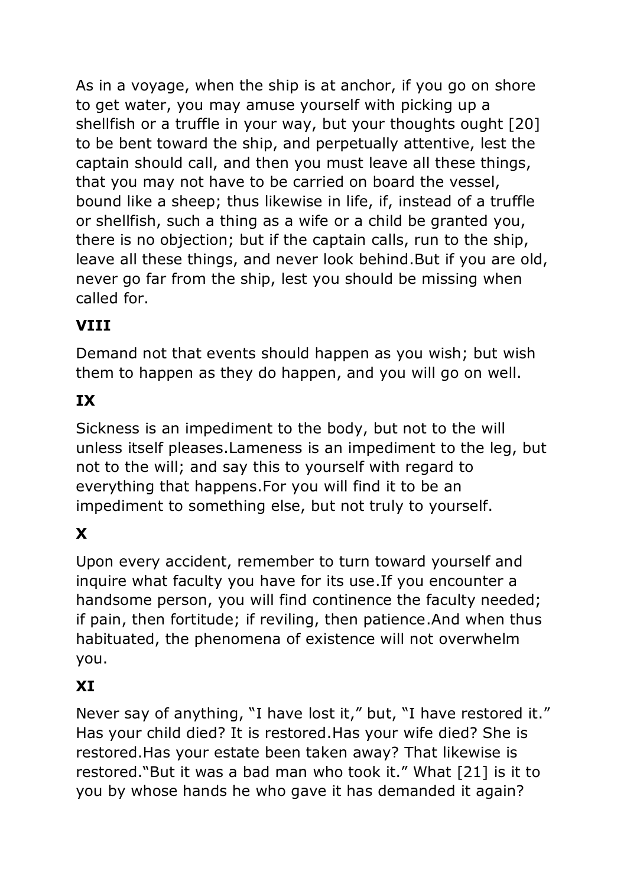As in a voyage, when the ship is at anchor, if you go on shore to get water, you may amuse yourself with picking up a shellfish or a truffle in your way, but your thoughts ought [20] to be bent toward the ship, and perpetually attentive, lest the captain should call, and then you must leave all these things, that you may not have to be carried on board the vessel, bound like a sheep; thus likewise in life, if, instead of a truffle or shellfish, such a thing as a wife or a child be granted you, there is no objection; but if the captain calls, run to the ship, leave all these things, and never look behind.But if you are old, never go far from the ship, lest you should be missing when called for.

### VIII

Demand not that events should happen as you wish; but wish them to happen as they do happen, and you will go on well.

### IX

Sickness is an impediment to the body, but not to the will unless itself pleases.Lameness is an impediment to the leg, but not to the will; and say this to yourself with regard to everything that happens.For you will find it to be an impediment to something else, but not truly to yourself.

### X

Upon every accident, remember to turn toward yourself and inquire what faculty you have for its use.If you encounter a handsome person, you will find continence the faculty needed; if pain, then fortitude; if reviling, then patience.And when thus habituated, the phenomena of existence will not overwhelm you.

### XI

Never say of anything, "I have lost it," but, "I have restored it." Has your child died? It is restored.Has your wife died? She is restored.Has your estate been taken away? That likewise is restored."But it was a bad man who took it." What [21] is it to you by whose hands he who gave it has demanded it again?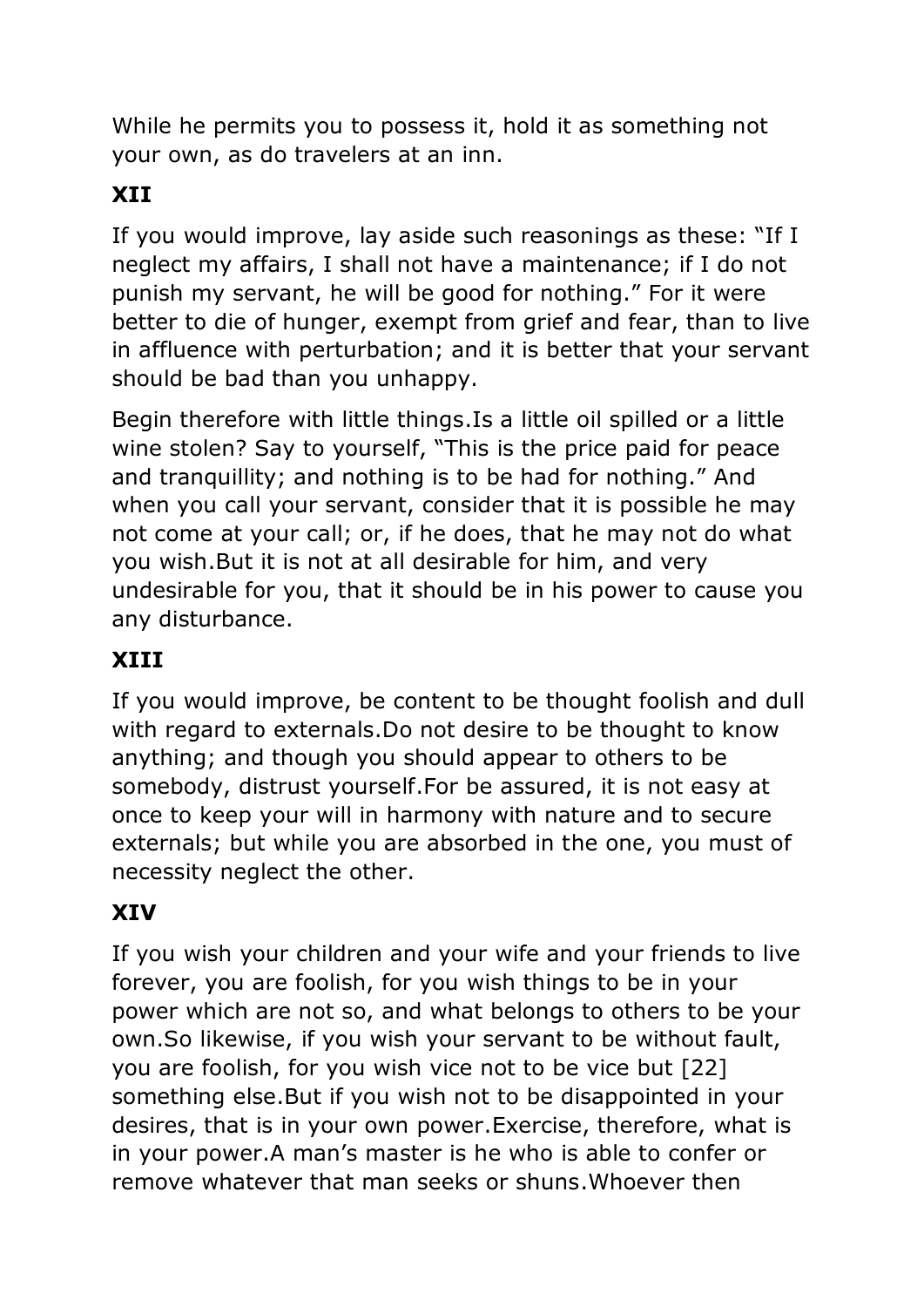While he permits you to possess it, hold it as something not your own, as do travelers at an inn.

## XII

If you would improve, lay aside such reasonings as these: "If I neglect my affairs, I shall not have a maintenance; if I do not punish my servant, he will be good for nothing." For it were better to die of hunger, exempt from grief and fear, than to live in affluence with perturbation; and it is better that your servant should be bad than you unhappy.

Begin therefore with little things.Is a little oil spilled or a little wine stolen? Say to yourself, "This is the price paid for peace and tranquillity; and nothing is to be had for nothing." And when you call your servant, consider that it is possible he may not come at your call; or, if he does, that he may not do what you wish.But it is not at all desirable for him, and very undesirable for you, that it should be in his power to cause you any disturbance.

## XIII

If you would improve, be content to be thought foolish and dull with regard to externals.Do not desire to be thought to know anything; and though you should appear to others to be somebody, distrust yourself.For be assured, it is not easy at once to keep your will in harmony with nature and to secure externals; but while you are absorbed in the one, you must of necessity neglect the other.

## XIV

If you wish your children and your wife and your friends to live forever, you are foolish, for you wish things to be in your power which are not so, and what belongs to others to be your own.So likewise, if you wish your servant to be without fault, you are foolish, for you wish vice not to be vice but [22] something else.But if you wish not to be disappointed in your desires, that is in your own power.Exercise, therefore, what is in your power.A man's master is he who is able to confer or remove whatever that man seeks or shuns.Whoever then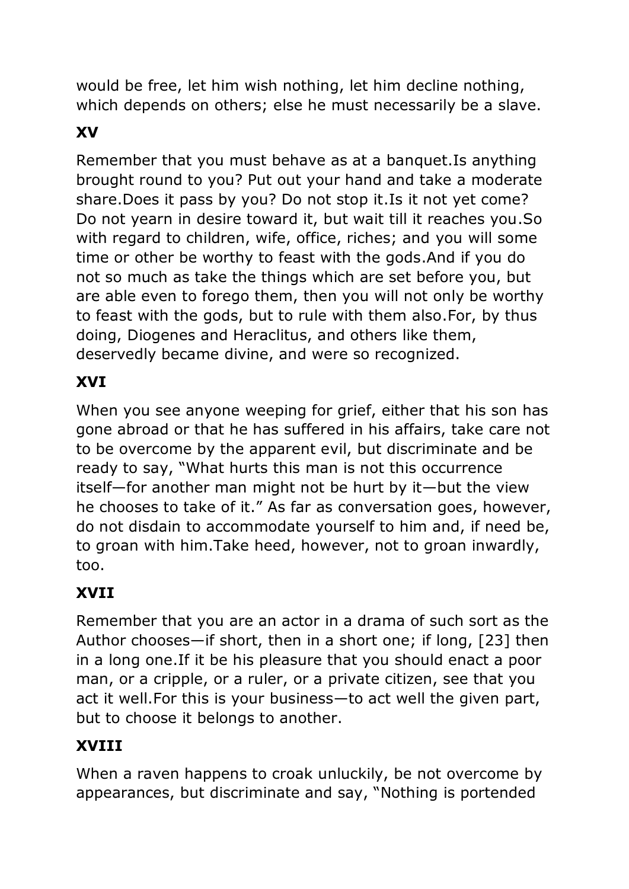would be free, let him wish nothing, let him decline nothing, which depends on others; else he must necessarily be a slave.

## XV

Remember that you must behave as at a banquet.Is anything brought round to you? Put out your hand and take a moderate share.Does it pass by you? Do not stop it.Is it not yet come? Do not yearn in desire toward it, but wait till it reaches you.So with regard to children, wife, office, riches; and you will some time or other be worthy to feast with the gods.And if you do not so much as take the things which are set before you, but are able even to forego them, then you will not only be worthy to feast with the gods, but to rule with them also.For, by thus doing, Diogenes and Heraclitus, and others like them, deservedly became divine, and were so recognized.

## XVI

When you see anyone weeping for grief, either that his son has gone abroad or that he has suffered in his affairs, take care not to be overcome by the apparent evil, but discriminate and be ready to say, "What hurts this man is not this occurrence itself—for another man might not be hurt by it—but the view he chooses to take of it." As far as conversation goes, however, do not disdain to accommodate yourself to him and, if need be, to groan with him.Take heed, however, not to groan inwardly, too.

## XVII

Remember that you are an actor in a drama of such sort as the Author chooses—if short, then in a short one; if long, [23] then in a long one.If it be his pleasure that you should enact a poor man, or a cripple, or a ruler, or a private citizen, see that you act it well.For this is your business—to act well the given part, but to choose it belongs to another.

## XVIII

When a raven happens to croak unluckily, be not overcome by appearances, but discriminate and say, "Nothing is portended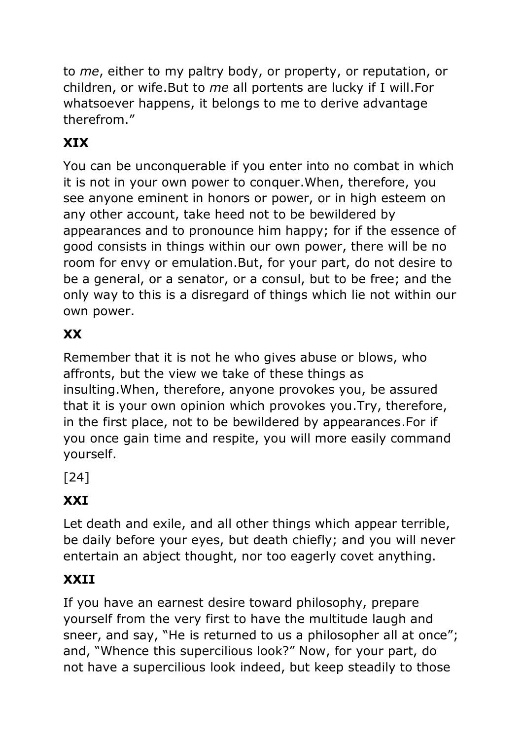to *me*, either to my paltry body, or property, or reputation, or children, or wife.But to *me* all portents are lucky if I will.For whatsoever happens, it belongs to me to derive advantage therefrom."

## XIX

You can be unconquerable if you enter into no combat in which it is not in your own power to conquer.When, therefore, you see anyone eminent in honors or power, or in high esteem on any other account, take heed not to be bewildered by appearances and to pronounce him happy; for if the essence of good consists in things within our own power, there will be no room for envy or emulation.But, for your part, do not desire to be a general, or a senator, or a consul, but to be free; and the only way to this is a disregard of things which lie not within our own power.

## XX

Remember that it is not he who gives abuse or blows, who affronts, but the view we take of these things as insulting.When, therefore, anyone provokes you, be assured that it is your own opinion which provokes you.Try, therefore, in the first place, not to be bewildered by appearances.For if you once gain time and respite, you will more easily command yourself.

## XXI

Let death and exile, and all other things which appear terrible, be daily before your eyes, but death chiefly; and you will never entertain an abject thought, nor too eagerly covet anything.

## XXII

If you have an earnest desire toward philosophy, prepare yourself from the very first to have the multitude laugh and sneer, and say, "He is returned to us a philosopher all at once"; and, "Whence this supercilious look?" Now, for your part, do not have a supercilious look indeed, but keep steadily to those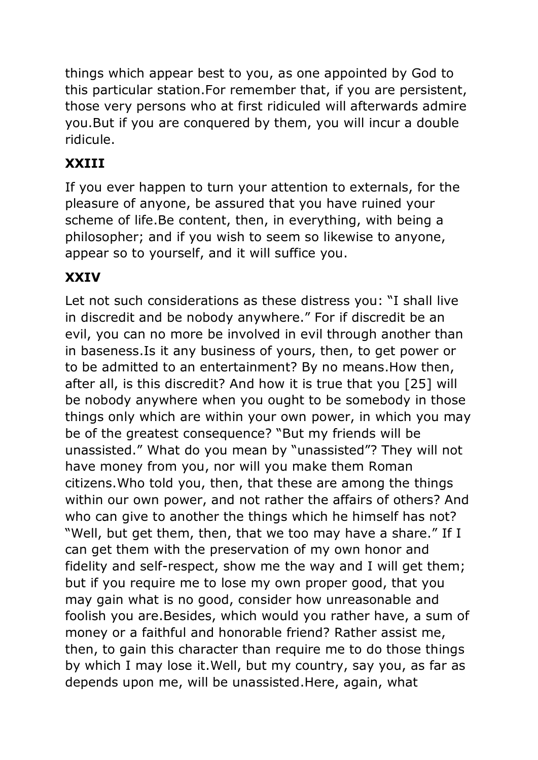things which appear best to you, as one appointed by God to this particular station.For remember that, if you are persistent, those very persons who at first ridiculed will afterwards admire you.But if you are conquered by them, you will incur a double ridicule.

## XXIII

If you ever happen to turn your attention to externals, for the pleasure of anyone, be assured that you have ruined your scheme of life.Be content, then, in everything, with being a philosopher; and if you wish to seem so likewise to anyone, appear so to yourself, and it will suffice you.

## XXIV

Let not such considerations as these distress you: "I shall live in discredit and be nobody anywhere." For if discredit be an evil, you can no more be involved in evil through another than in baseness.Is it any business of yours, then, to get power or to be admitted to an entertainment? By no means.How then, after all, is this discredit? And how it is true that you [25] will be nobody anywhere when you ought to be somebody in those things only which are within your own power, in which you may be of the greatest consequence? "But my friends will be unassisted." What do you mean by "unassisted"? They will not have money from you, nor will you make them Roman citizens.Who told you, then, that these are among the things within our own power, and not rather the affairs of others? And who can give to another the things which he himself has not? "Well, but get them, then, that we too may have a share." If I can get them with the preservation of my own honor and fidelity and self-respect, show me the way and I will get them; but if you require me to lose my own proper good, that you may gain what is no good, consider how unreasonable and foolish you are.Besides, which would you rather have, a sum of money or a faithful and honorable friend? Rather assist me, then, to gain this character than require me to do those things by which I may lose it.Well, but my country, say you, as far as depends upon me, will be unassisted.Here, again, what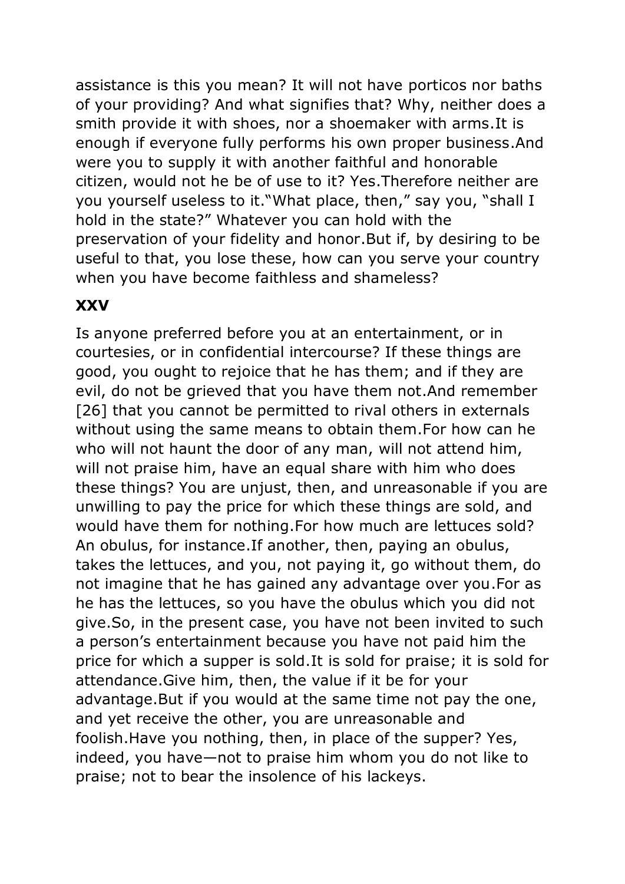assistance is this you mean? It will not have porticos nor baths of your providing? And what signifies that? Why, neither does a smith provide it with shoes, nor a shoemaker with arms.It is enough if everyone fully performs his own proper business.And were you to supply it with another faithful and honorable citizen, would not he be of use to it? Yes.Therefore neither are you yourself useless to it."What place, then," say you, "shall I hold in the state?" Whatever you can hold with the preservation of your fidelity and honor.But if, by desiring to be useful to that, you lose these, how can you serve your country when you have become faithless and shameless?

## XXV

Is anyone preferred before you at an entertainment, or in courtesies, or in confidential intercourse? If these things are good, you ought to rejoice that he has them; and if they are evil, do not be grieved that you have them not.And remember [26] that you cannot be permitted to rival others in externals without using the same means to obtain them.For how can he who will not haunt the door of any man, will not attend him, will not praise him, have an equal share with him who does these things? You are unjust, then, and unreasonable if you are unwilling to pay the price for which these things are sold, and would have them for nothing.For how much are lettuces sold? An obulus, for instance.If another, then, paying an obulus, takes the lettuces, and you, not paying it, go without them, do not imagine that he has gained any advantage over you.For as he has the lettuces, so you have the obulus which you did not give.So, in the present case, you have not been invited to such a person's entertainment because you have not paid him the price for which a supper is sold.It is sold for praise; it is sold for attendance.Give him, then, the value if it be for your advantage.But if you would at the same time not pay the one, and yet receive the other, you are unreasonable and foolish.Have you nothing, then, in place of the supper? Yes, indeed, you have—not to praise him whom you do not like to praise; not to bear the insolence of his lackeys.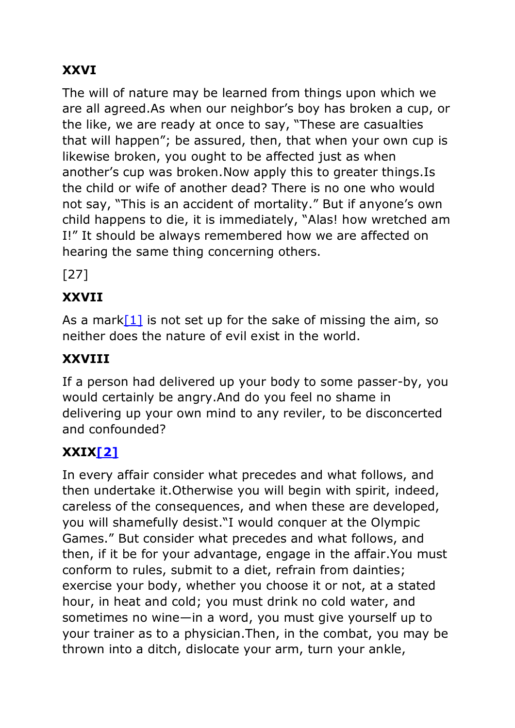## XXVI

The will of nature may be learned from things upon which we are all agreed. As when our neighbor's boy has broken a cup, or the like, we are ready at once to say, "These are casualties that will happen"; be assured, then, that when your own cup is likewise broken, you ought to be affected just as when another's cup was broken. Now apply this to greater things. Is the child or wife of another dead? There is no one who would not say, "This is an accident of mortality." But if anyone's own child happens to die, it is immediately, "Alas! how wretched am I!" It should be always remembered how we are affected on hearing the same thing concerning others.

[27]

## XXVII

As a mark[1] is not set up for the sake of missing the aim, so neither does the nature of evil exist in the world.

## XXVIII

If a person had delivered up your body to some passer-by, you would certainly be angry. And do you feel no shame in delivering up your own mind to any reviler, to be disconcerted and confounded?

## XXIX[2]

In every affair consider what precedes and what follows, and then undertake it. Otherwise you will begin with spirit, indeed, careless of the consequences, and when these are developed, you will shamefully desist. "I would conquer at the Olympic Games." But consider what precedes and what follows, and then, if it be for your advantage, engage in the affair. You must conform to rules, submit to a diet, refrain from dainties; exercise your body, whether you choose it or not, at a stated hour, in heat and cold; you must drink no cold water, and sometimes no wine—in a word, you must give yourself up to your trainer as to a physician. Then, in the combat, you may be thrown into a ditch, dislocate your arm, turn your ankle,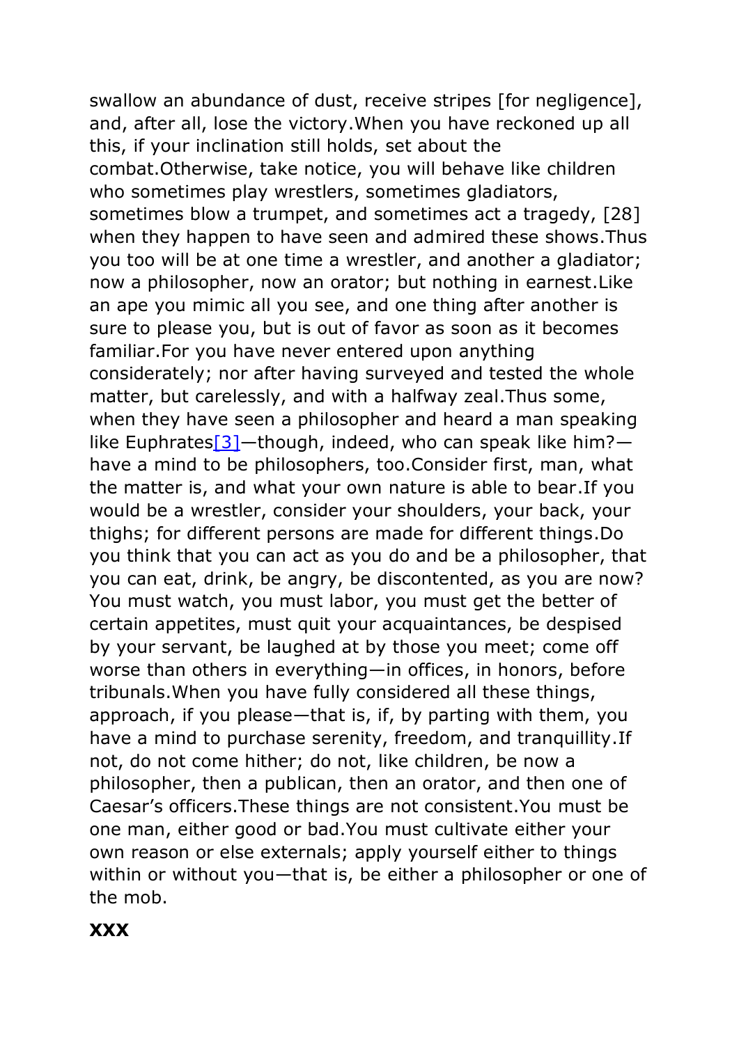swallow an abundance of dust, receive stripes [for negligence], and, after all, lose the victory.When you have reckoned up all this, if your inclination still holds, set about the combat.Otherwise, take notice, you will behave like children who sometimes play wrestlers, sometimes gladiators, sometimes blow a trumpet, and sometimes act a tragedy, [28] when they happen to have seen and admired these shows.Thus you too will be at one time a wrestler, and another a gladiator; now a philosopher, now an orator; but nothing in earnest.Like an ape you mimic all you see, and one thing after another is sure to please you, but is out of favor as soon as it becomes familiar.For you have never entered upon anything considerately; nor after having surveyed and tested the whole matter, but carelessly, and with a halfway zeal.Thus some, when they have seen a philosopher and heard a man speaking like Euphrates[3]—though, indeed, who can speak like him?—have a mind to be philosophers, too.Consider first, man, what the matter is, and what your own nature is able to bear.If you would be a wrestler, consider your shoulders, your back, your thighs; for different persons are made for different things.Do you think that you can act as you do and be a philosopher, that you can eat, drink, be angry, be discontented, as you are now? You must watch, you must labor, you must get the better of certain appetites, must quit your acquaintances, be despised by your servant, be laughed at by those you meet; come off worse than others in everything—in offices, in honors, before tribunals.When you have fully considered all these things, approach, if you please—that is, if, by parting with them, you have a mind to purchase serenity, freedom, and tranquillity.If not, do not come hither; do not, like children, be now a philosopher, then a publican, then an orator, and then one of Caesar's officers.These things are not consistent.You must be one man, either good or bad.You must cultivate either your own reason or else externals; apply yourself either to things within or without you—that is, be either a philosopher or one of the mob.

## XXX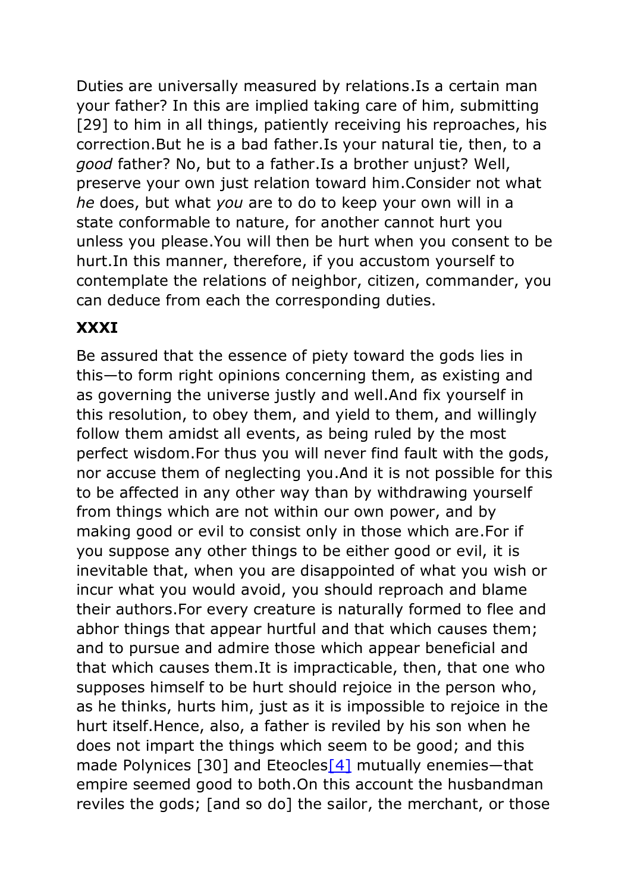Duties are universally measured by relations.Is a certain man your father? In this are implied taking care of him, submitting [29] to him in all things, patiently receiving his reproaches, his correction.But he is a bad father.Is your natural tie, then, to a *good* father? No, but to a father.Is a brother unjust? Well, preserve your own just relation toward him.Consider not what *he* does, but what *you* are to do to keep your own will in a state conformable to nature, for another cannot hurt you unless you please.You will then be hurt when you consent to be hurt.In this manner, therefore, if you accustom yourself to contemplate the relations of neighbor, citizen, commander, you can deduce from each the corresponding duties.

## XXXI

Be assured that the essence of piety toward the gods lies in this—to form right opinions concerning them, as existing and as governing the universe justly and well.And fix yourself in this resolution, to obey them, and yield to them, and willingly follow them amidst all events, as being ruled by the most perfect wisdom.For thus you will never find fault with the gods, nor accuse them of neglecting you.And it is not possible for this to be affected in any other way than by withdrawing yourself from things which are not within our own power, and by making good or evil to consist only in those which are.For if you suppose any other things to be either good or evil, it is inevitable that, when you are disappointed of what you wish or incur what you would avoid, you should reproach and blame their authors.For every creature is naturally formed to flee and abhor things that appear hurtful and that which causes them; and to pursue and admire those which appear beneficial and that which causes them.It is impracticable, then, that one who supposes himself to be hurt should rejoice in the person who, as he thinks, hurts him, just as it is impossible to rejoice in the hurt itself.Hence, also, a father is reviled by his son when he does not impart the things which seem to be good; and this made Polynices [30] and Eteocles[4] mutually enemies—that empire seemed good to both.On this account the husbandman reviles the gods; [and so do] the sailor, the merchant, or those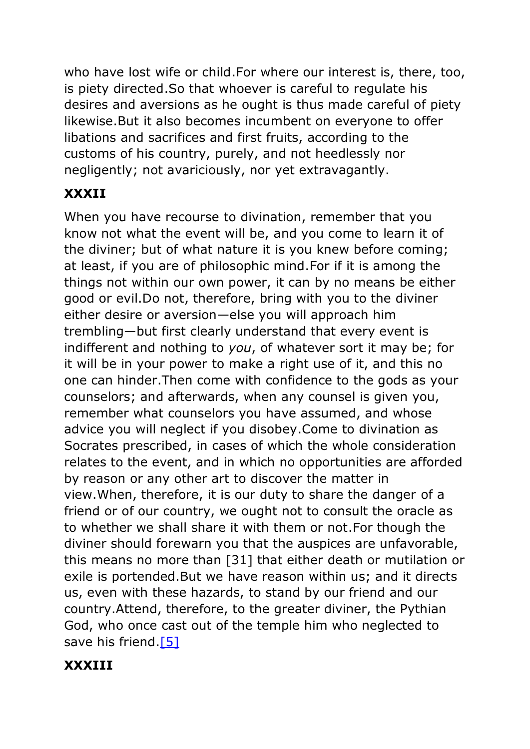who have lost wife or child.For where our interest is, there, too, is piety directed.So that whoever is careful to regulate his desires and aversions as he ought is thus made careful of piety likewise.But it also becomes incumbent on everyone to offer libations and sacrifices and first fruits, according to the customs of his country, purely, and not heedlessly nor negligently; not avariciously, nor yet extravagantly.

## XXXII

When you have recourse to divination, remember that you know not what the event will be, and you come to learn it of the diviner; but of what nature it is you knew before coming; at least, if you are of philosophic mind.For if it is among the things not within our own power, it can by no means be either good or evil.Do not, therefore, bring with you to the diviner either desire or aversion—else you will approach him trembling—but first clearly understand that every event is indifferent and nothing to *you*, of whatever sort it may be; for it will be in your power to make a right use of it, and this no one can hinder.Then come with confidence to the gods as your counselors; and afterwards, when any counsel is given you, remember what counselors you have assumed, and whose advice you will neglect if you disobey.Come to divination as Socrates prescribed, in cases of which the whole consideration relates to the event, and in which no opportunities are afforded by reason or any other art to discover the matter in view.When, therefore, it is our duty to share the danger of a friend or of our country, we ought not to consult the oracle as to whether we shall share it with them or not.For though the diviner should forewarn you that the auspices are unfavorable, this means no more than [31] that either death or mutilation or exile is portended.But we have reason within us; and it directs us, even with these hazards, to stand by our friend and our country.Attend, therefore, to the greater diviner, the Pythian God, who once cast out of the temple him who neglected to save his friend.[5]

## XXXIII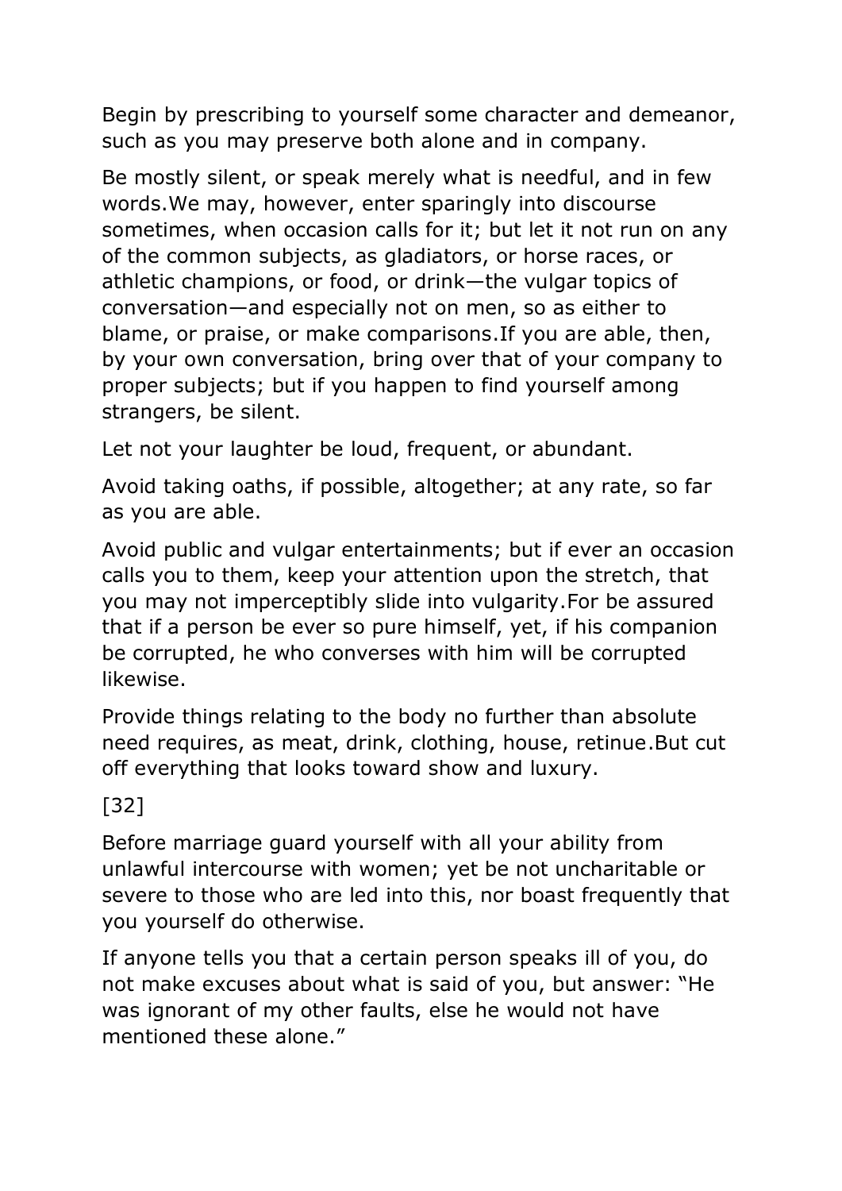Begin by prescribing to yourself some character and demeanor, such as you may preserve both alone and in company.

Be mostly silent, or speak merely what is needful, and in few words.We may, however, enter sparingly into discourse sometimes, when occasion calls for it; but let it not run on any of the common subjects, as gladiators, or horse races, or athletic champions, or food, or drink—the vulgar topics of conversation—and especially not on men, so as either to blame, or praise, or make comparisons.If you are able, then, by your own conversation, bring over that of your company to proper subjects; but if you happen to find yourself among strangers, be silent.

Let not your laughter be loud, frequent, or abundant.

Avoid taking oaths, if possible, altogether; at any rate, so far as you are able.

Avoid public and vulgar entertainments; but if ever an occasion calls you to them, keep your attention upon the stretch, that you may not imperceptibly slide into vulgarity.For be assured that if a person be ever so pure himself, yet, if his companion be corrupted, he who converses with him will be corrupted likewise.

Provide things relating to the body no further than absolute need requires, as meat, drink, clothing, house, retinue.But cut off everything that looks toward show and luxury.

[32]

Before marriage guard yourself with all your ability from unlawful intercourse with women; yet be not uncharitable or severe to those who are led into this, nor boast frequently that you yourself do otherwise.

If anyone tells you that a certain person speaks ill of you, do not make excuses about what is said of you, but answer: "He was ignorant of my other faults, else he would not have mentioned these alone."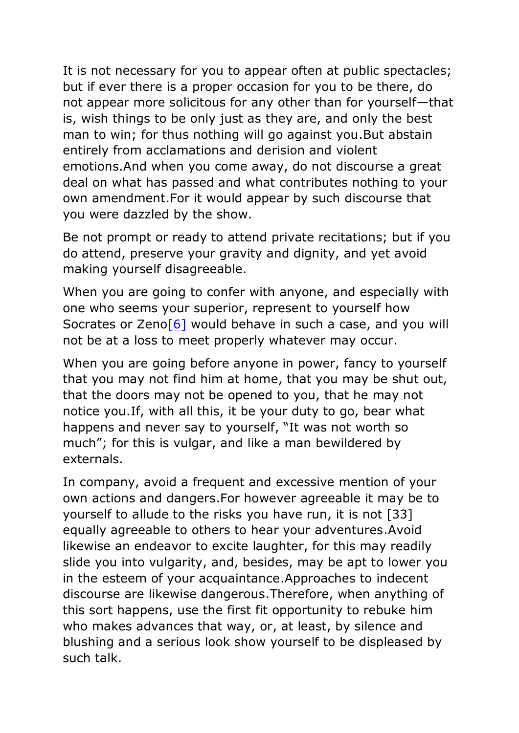It is not necessary for you to appear often at public spectacles; but if ever there is a proper occasion for you to be there, do not appear more solicitous for any other than for yourself—that is, wish things to be only just as they are, and only the best man to win; for thus nothing will go against you.But abstain entirely from acclamations and derision and violent emotions.And when you come away, do not discourse a great deal on what has passed and what contributes nothing to your own amendment.For it would appear by such discourse that you were dazzled by the show.

Be not prompt or ready to attend private recitations; but if you do attend, preserve your gravity and dignity, and yet avoid making yourself disagreeable.

When you are going to confer with anyone, and especially with one who seems your superior, represent to yourself how Socrates or Zeno[6] would behave in such a case, and you will not be at a loss to meet properly whatever may occur.

When you are going before anyone in power, fancy to yourself that you may not find him at home, that you may be shut out, that the doors may not be opened to you, that he may not notice you.If, with all this, it be your duty to go, bear what happens and never say to yourself, "It was not worth so much"; for this is vulgar, and like a man bewildered by externals.

In company, avoid a frequent and excessive mention of your own actions and dangers.For however agreeable it may be to yourself to allude to the risks you have run, it is not [33] equally agreeable to others to hear your adventures.Avoid likewise an endeavor to excite laughter, for this may readily slide you into vulgarity, and, besides, may be apt to lower you in the esteem of your acquaintance.Approaches to indecent discourse are likewise dangerous.Therefore, when anything of this sort happens, use the first fit opportunity to rebuke him who makes advances that way, or, at least, by silence and blushing and a serious look show yourself to be displeased by such talk.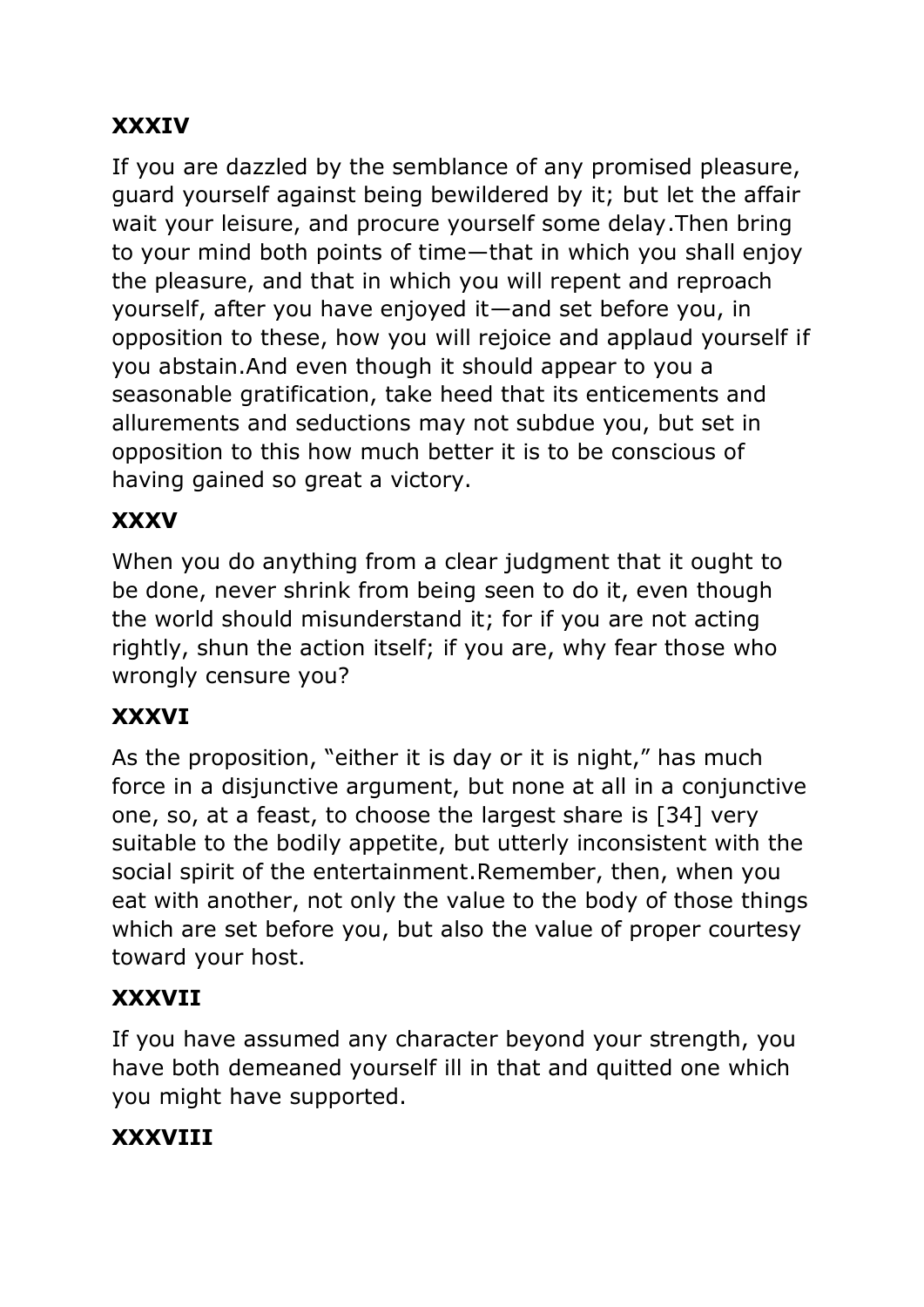## XXXIV

If you are dazzled by the semblance of any promised pleasure, guard yourself against being bewildered by it; but let the affair wait your leisure, and procure yourself some delay.Then bring to your mind both points of time—that in which you shall enjoy the pleasure, and that in which you will repent and reproach yourself, after you have enjoyed it—and set before you, in opposition to these, how you will rejoice and applaud yourself if you abstain.And even though it should appear to you a seasonable gratification, take heed that its enticements and allurements and seductions may not subdue you, but set in opposition to this how much better it is to be conscious of having gained so great a victory.

## XXXV

When you do anything from a clear judgment that it ought to be done, never shrink from being seen to do it, even though the world should misunderstand it; for if you are not acting rightly, shun the action itself; if you are, why fear those who wrongly censure you?

## XXXVI

As the proposition, “either it is day or it is night,” has much force in a disjunctive argument, but none at all in a conjunctive one, so, at a feast, to choose the largest share is [34] very suitable to the bodily appetite, but utterly inconsistent with the social spirit of the entertainment.Remember, then, when you eat with another, not only the value to the body of those things which are set before you, but also the value of proper courtesy toward your host.

## XXXVII

If you have assumed any character beyond your strength, you have both demeaned yourself ill in that and quitted one which you might have supported.

## XXXVIII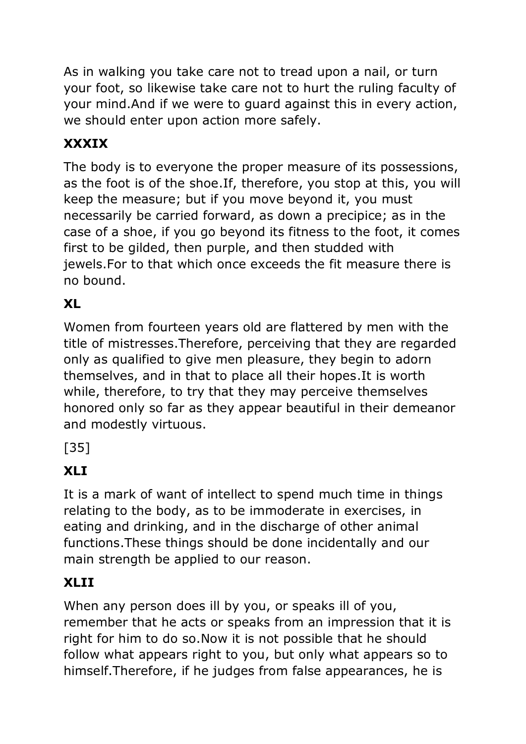As in walking you take care not to tread upon a nail, or turn your foot, so likewise take care not to hurt the ruling faculty of your mind.And if we were to guard against this in every action, we should enter upon action more safely.

## XXXIX

The body is to everyone the proper measure of its possessions, as the foot is of the shoe.If, therefore, you stop at this, you will keep the measure; but if you move beyond it, you must necessarily be carried forward, as down a precipice; as in the case of a shoe, if you go beyond its fitness to the foot, it comes first to be gilded, then purple, and then studded with jewels.For to that which once exceeds the fit measure there is no bound.

## XL

Women from fourteen years old are flattered by men with the title of mistresses.Therefore, perceiving that they are regarded only as qualified to give men pleasure, they begin to adorn themselves, and in that to place all their hopes.It is worth while, therefore, to try that they may perceive themselves honored only so far as they appear beautiful in their demeanor and modestly virtuous.

## XLI

It is a mark of want of intellect to spend much time in things relating to the body, as to be immoderate in exercises, in eating and drinking, and in the discharge of other animal functions.These things should be done incidentally and our main strength be applied to our reason.

## XLII

When any person does ill by you, or speaks ill of you, remember that he acts or speaks from an impression that it is right for him to do so.Now it is not possible that he should follow what appears right to you, but only what appears so to himself.Therefore, if he judges from false appearances, he is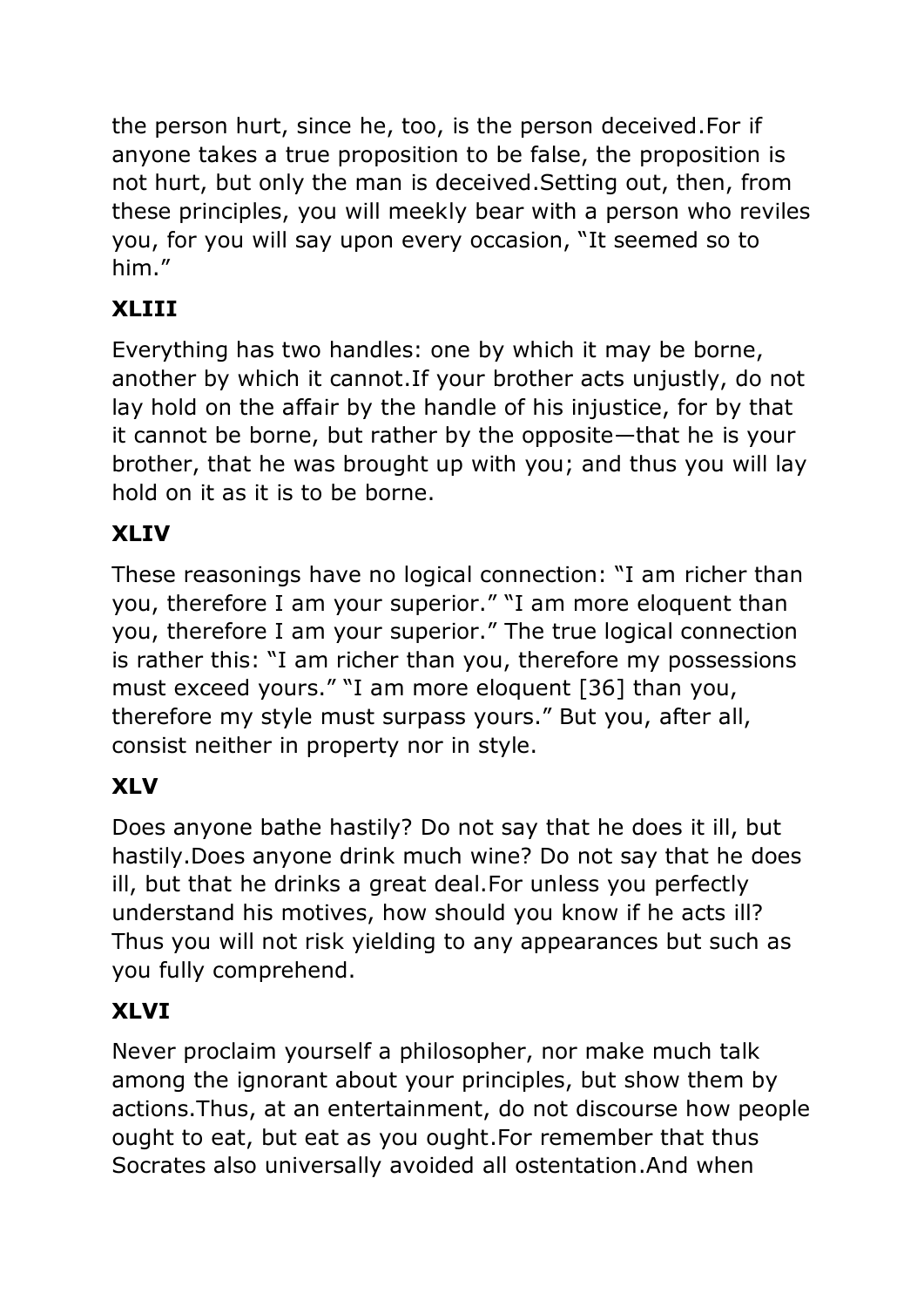the person hurt, since he, too, is the person deceived.For if anyone takes a true proposition to be false, the proposition is not hurt, but only the man is deceived.Setting out, then, from these principles, you will meekly bear with a person who reviles you, for you will say upon every occasion, "It seemed so to him."

## XLIII

Everything has two handles: one by which it may be borne, another by which it cannot.If your brother acts unjustly, do not lay hold on the affair by the handle of his injustice, for by that it cannot be borne, but rather by the opposite—that he is your brother, that he was brought up with you; and thus you will lay hold on it as it is to be borne.

## XLIV

These reasonings have no logical connection: "I am richer than you, therefore I am your superior." "I am more eloquent than you, therefore I am your superior." The true logical connection is rather this: "I am richer than you, therefore my possessions must exceed yours." "I am more eloquent [36] than you, therefore my style must surpass yours." But you, after all, consist neither in property nor in style.

## XLV

Does anyone bathe hastily? Do not say that he does it ill, but hastily.Does anyone drink much wine? Do not say that he does ill, but that he drinks a great deal.For unless you perfectly understand his motives, how should you know if he acts ill? Thus you will not risk yielding to any appearances but such as you fully comprehend.

## XLVI

Never proclaim yourself a philosopher, nor make much talk among the ignorant about your principles, but show them by actions.Thus, at an entertainment, do not discourse how people ought to eat, but eat as you ought.For remember that thus Socrates also universally avoided all ostentation.And when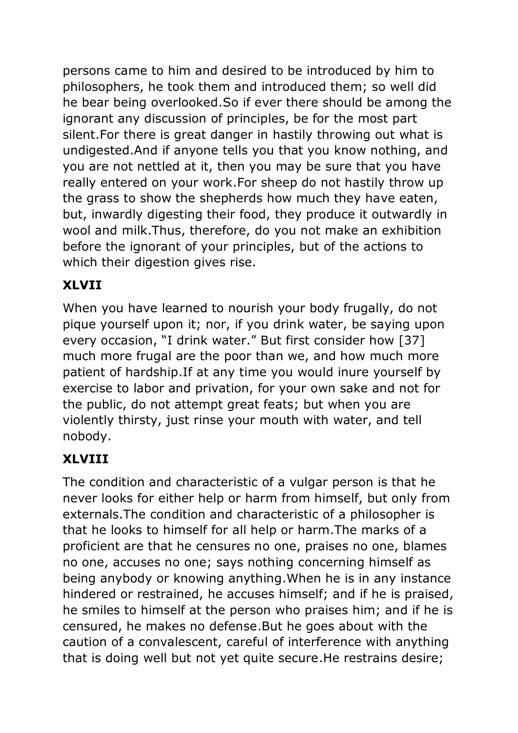persons came to him and desired to be introduced by him to philosophers, he took them and introduced them; so well did he bear being overlooked.So if ever there should be among the ignorant any discussion of principles, be for the most part silent.For there is great danger in hastily throwing out what is undigested.And if anyone tells you that you know nothing, and you are not nettled at it, then you may be sure that you have really entered on your work.For sheep do not hastily throw up the grass to show the shepherds how much they have eaten, but, inwardly digesting their food, they produce it outwardly in wool and milk.Thus, therefore, do you not make an exhibition before the ignorant of your principles, but of the actions to which their digestion gives rise.

## XLVII

When you have learned to nourish your body frugally, do not pique yourself upon it; nor, if you drink water, be saying upon every occasion, "I drink water." But first consider how [37] much more frugal are the poor than we, and how much more patient of hardship.If at any time you would inure yourself by exercise to labor and privation, for your own sake and not for the public, do not attempt great feats; but when you are violently thirsty, just rinse your mouth with water, and tell nobody.

## XLVIII

The condition and characteristic of a vulgar person is that he never looks for either help or harm from himself, but only from externals.The condition and characteristic of a philosopher is that he looks to himself for all help or harm.The marks of a proficient are that he censures no one, praises no one, blames no one, accuses no one; says nothing concerning himself as being anybody or knowing anything.When he is in any instance hindered or restrained, he accuses himself; and if he is praised, he smiles to himself at the person who praises him; and if he is censured, he makes no defense.But he goes about with the caution of a convalescent, careful of interference with anything that is doing well but not yet quite secure.He restrains desire;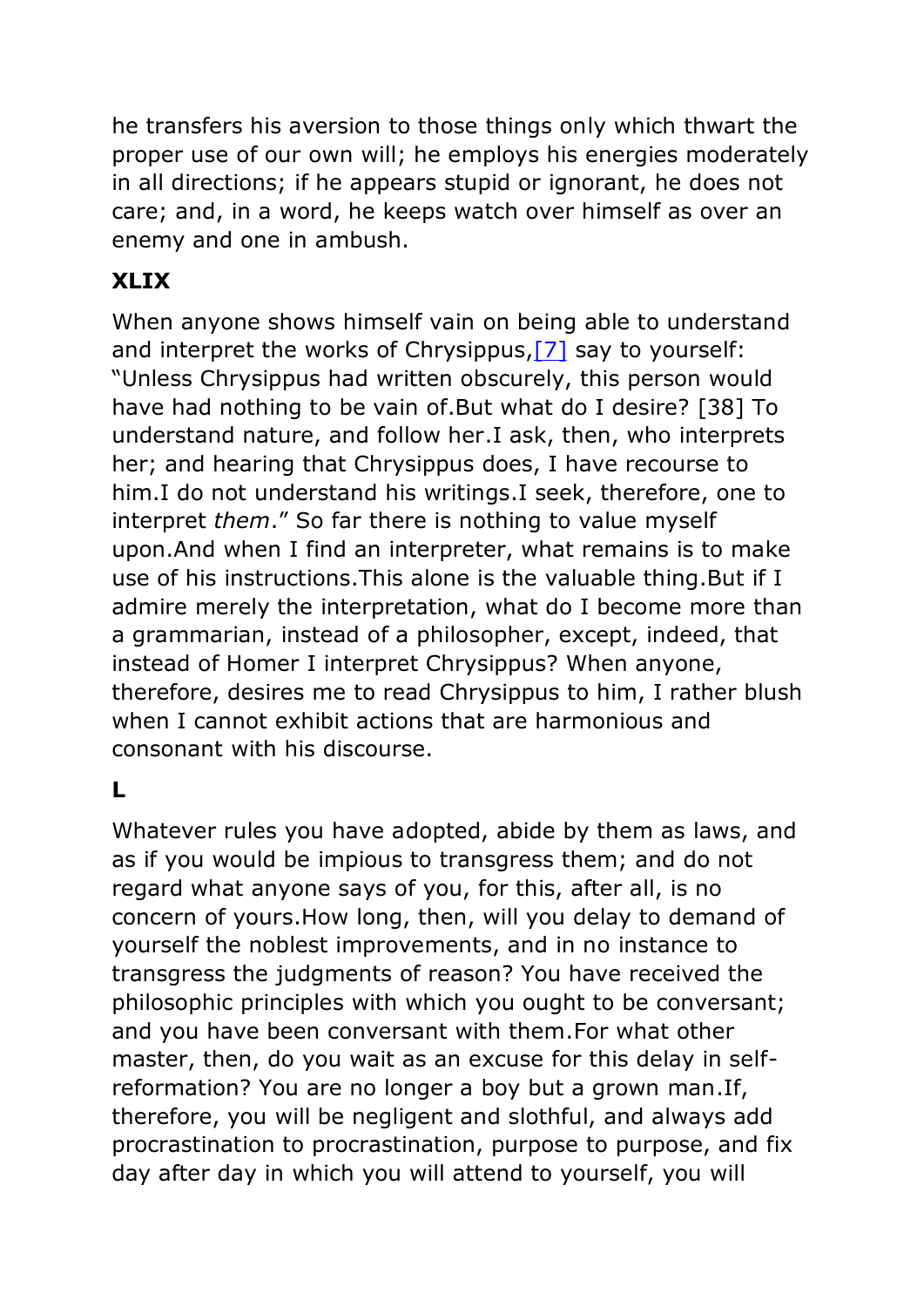he transfers his aversion to those things only which thwart the proper use of our own will; he employs his energies moderately in all directions; if he appears stupid or ignorant, he does not care; and, in a word, he keeps watch over himself as over an enemy and one in ambush.

## XLIX

When anyone shows himself vain on being able to understand and interpret the works of Chrysippus,[7] say to yourself: "Unless Chrysippus had written obscurely, this person would have had nothing to be vain of.But what do I desire? [38] To understand nature, and follow her.I ask, then, who interprets her; and hearing that Chrysippus does, I have recourse to him.I do not understand his writings.I seek, therefore, one to interpret *them*." So far there is nothing to value myself upon.And when I find an interpreter, what remains is to make use of his instructions.This alone is the valuable thing.But if I admire merely the interpretation, what do I become more than a grammarian, instead of a philosopher, except, indeed, that instead of Homer I interpret Chrysippus? When anyone, therefore, desires me to read Chrysippus to him, I rather blush when I cannot exhibit actions that are harmonious and consonant with his discourse.

## L

Whatever rules you have adopted, abide by them as laws, and as if you would be impious to transgress them; and do not regard what anyone says of you, for this, after all, is no concern of yours.How long, then, will you delay to demand of yourself the noblest improvements, and in no instance to transgress the judgments of reason? You have received the philosophic principles with which you ought to be conversant; and you have been conversant with them.For what other master, then, do you wait as an excuse for this delay in self-reformation? You are no longer a boy but a grown man.If, therefore, you will be negligent and slothful, and always add procrastination to procrastination, purpose to purpose, and fix day after day in which you will attend to yourself, you will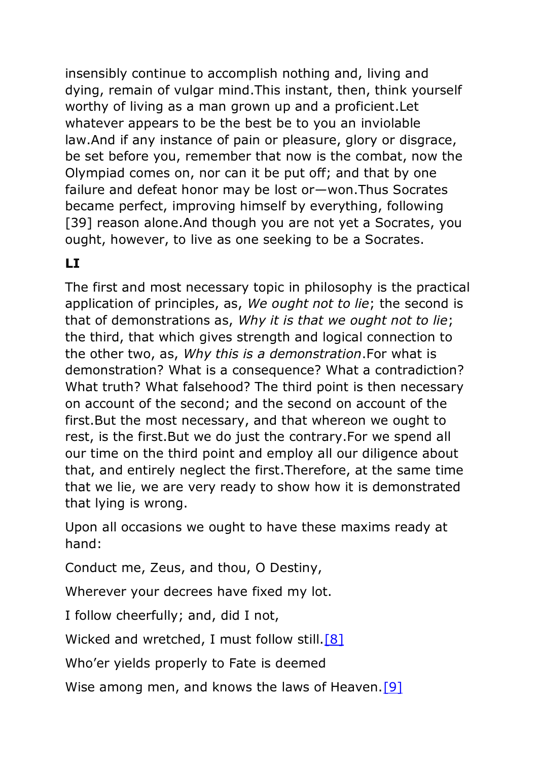insensibly continue to accomplish nothing and, living and dying, remain of vulgar mind.This instant, then, think yourself worthy of living as a man grown up and a proficient.Let whatever appears to be the best be to you an inviolable law.And if any instance of pain or pleasure, glory or disgrace, be set before you, remember that now is the combat, now the Olympiad comes on, nor can it be put off; and that by one failure and defeat honor may be lost or—won.Thus Socrates became perfect, improving himself by everything, following [39] reason alone.And though you are not yet a Socrates, you ought, however, to live as one seeking to be a Socrates.

**LI**

The first and most necessary topic in philosophy is the practical application of principles, as, *We ought not to lie*; the second is that of demonstrations as, *Why it is that we ought not to lie*; the third, that which gives strength and logical connection to the other two, as, *Why this is a demonstration*.For what is demonstration? What is a consequence? What a contradiction? What truth? What falsehood? The third point is then necessary on account of the second; and the second on account of the first.But the most necessary, and that whereon we ought to rest, is the first.But we do just the contrary.For we spend all our time on the third point and employ all our diligence about that, and entirely neglect the first.Therefore, at the same time that we lie, we are very ready to show how it is demonstrated that lying is wrong.

Upon all occasions we ought to have these maxims ready at hand:

Conduct me, Zeus, and thou, O Destiny,

Wherever your decrees have fixed my lot.

I follow cheerfully; and, did I not,

Wicked and wretched, I must follow still.[8]

Who'er yields properly to Fate is deemed

Wise among men, and knows the laws of Heaven.[9]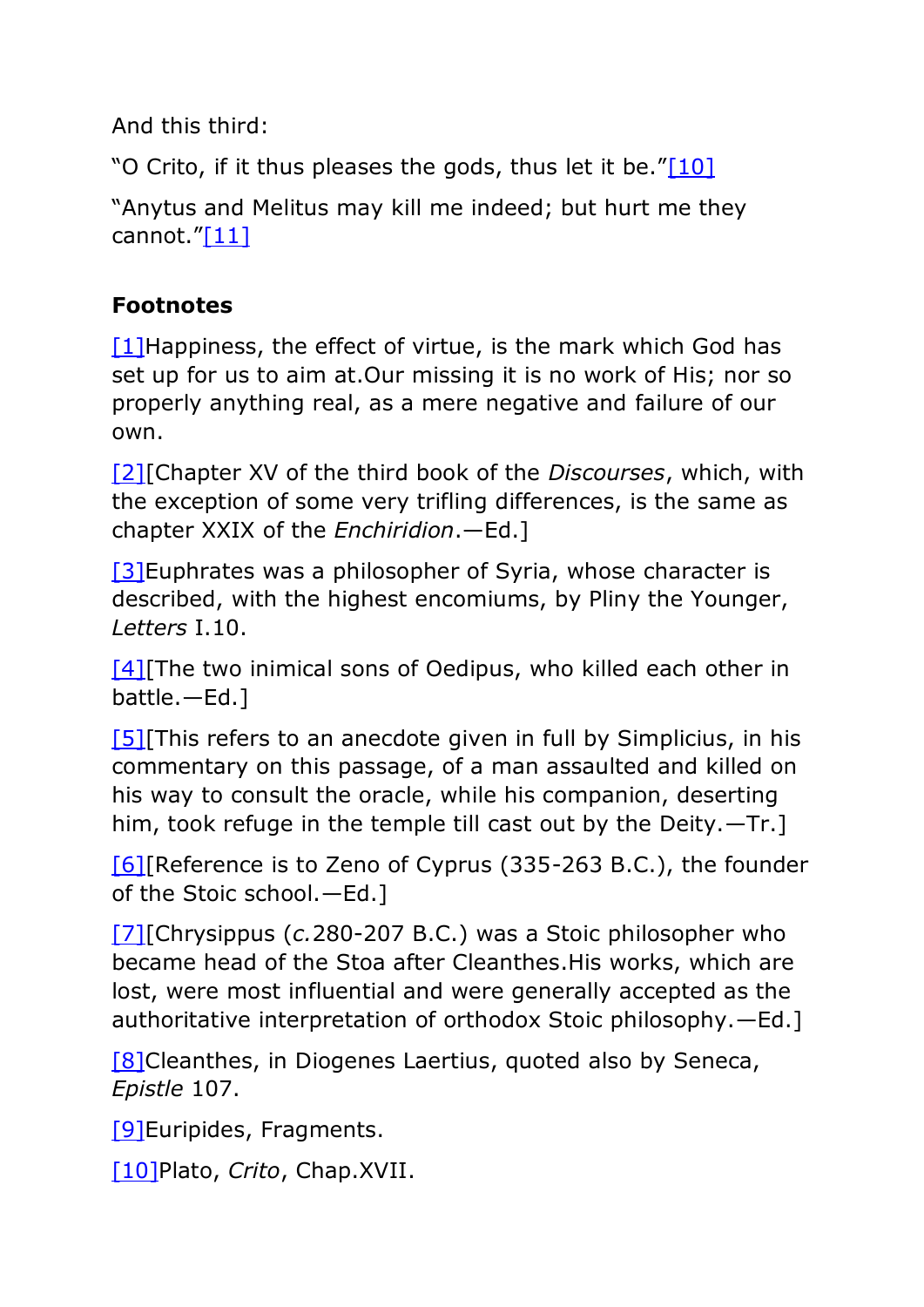And this third:

"O Crito, if it thus pleases the gods, thus let it be."[10]

"Anytus and Melitus may kill me indeed; but hurt me they cannot."[11]

### Footnotes

[1]Happiness, the effect of virtue, is the mark which God has set up for us to aim at.Our missing it is no work of His; nor so properly anything real, as a mere negative and failure of our own.

[2][Chapter XV of the third book of the *Discourses*, which, with the exception of some very trifling differences, is the same as chapter XXIX of the *Enchiridion*.—Ed.]

[3]Euphrates was a philosopher of Syria, whose character is described, with the highest encomiums, by Pliny the Younger, *Letters* I.10.

[4][The two inimical sons of Oedipus, who killed each other in battle.—Ed.]

[5][This refers to an anecdote given in full by Simplicius, in his commentary on this passage, of a man assaulted and killed on his way to consult the oracle, while his companion, deserting him, took refuge in the temple till cast out by the Deity.—Tr.]

[6][Reference is to Zeno of Cyprus (335-263 B.C.), the founder of the Stoic school.—Ed.]

[7][Chrysippus (*c.*280-207 B.C.) was a Stoic philosopher who became head of the Stoa after Cleanthes.His works, which are lost, were most influential and were generally accepted as the authoritative interpretation of orthodox Stoic philosophy.—Ed.]

[8]Cleanthes, in Diogenes Laertius, quoted also by Seneca, *Epistle* 107.

[9]Euripides, Fragments.

[10]Plato, *Crito*, Chap.XVII.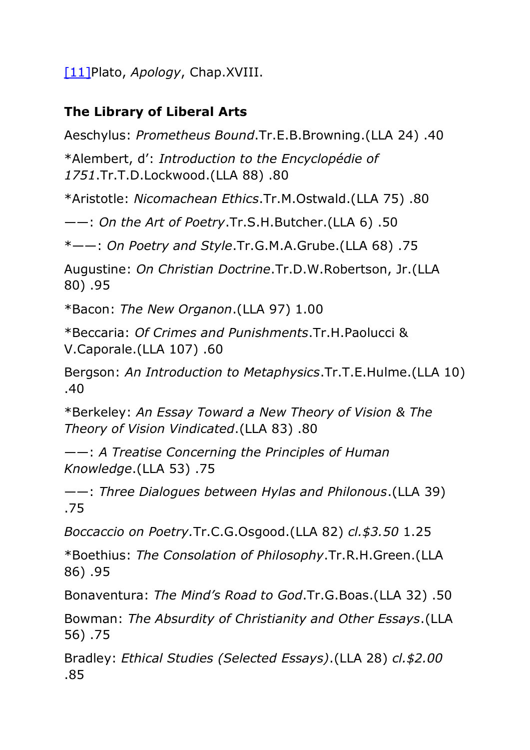[11]Plato, *Apology*, Chap.XVIII.

**The Library of Liberal Arts**

Aeschylus: *Prometheus Bound*.Tr.E.B.Browning.(LLA 24) .40

*Alembert, d’: *Introduction to the Encyclopédie of 1751*.Tr.T.D.Lockwood.(LLA 88) .80

*Aristotle: *Nicomachean Ethics*.Tr.M.Ostwald.(LLA 75) .80

——: *On the Art of Poetry*.Tr.S.H.Butcher.(LLA 6) .50

*——: *On Poetry and Style*.Tr.G.M.A.Grube.(LLA 68) .75

Augustine: *On Christian Doctrine*.Tr.D.W.Robertson, Jr.(LLA 80) .95

*Bacon: *The New Organon*.(LLA 97) 1.00

*Beccaria: *Of Crimes and Punishments*.Tr.H.Paolucci & V.Caporale.(LLA 107) .60

Bergson: *An Introduction to Metaphysics*.Tr.T.E.Hulme.(LLA 10) .40

*Berkeley: *An Essay Toward a New Theory of Vision & The Theory of Vision Vindicated*.(LLA 83) .80

——: *A Treatise Concerning the Principles of Human Knowledge*.(LLA 53) .75

——: *Three Dialogues between Hylas and Philonous*.(LLA 39) .75

*Boccaccio on Poetry.*Tr.C.G.Osgood.(LLA 82) *cl.$3.50* 1.25

*Boethius: *The Consolation of Philosophy*.Tr.R.H.Green.(LLA 86) .95

Bonaventura: *The Mind’s Road to God*.Tr.G.Boas.(LLA 32) .50

Bowman: *The Absurdity of Christianity and Other Essays*.(LLA 56) .75

Bradley: *Ethical Studies (Selected Essays)*.(LLA 28) *cl.$2.00* .85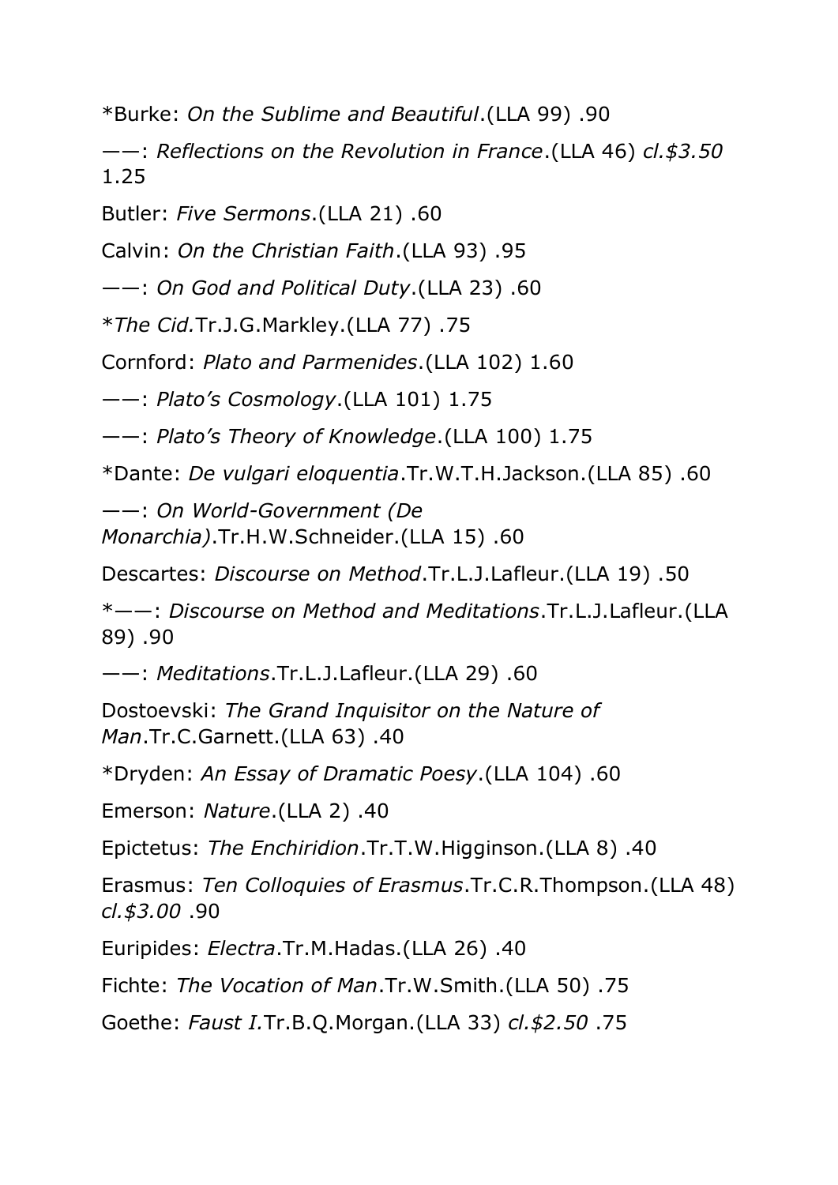*Burke: *On the Sublime and Beautiful*.(LLA 99) .90

——: *Reflections on the Revolution in France*.(LLA 46) *cl.$3.50* 1.25

Butler: *Five Sermons*.(LLA 21) .60

Calvin: *On the Christian Faith*.(LLA 93) .95

——: *On God and Political Duty*.(LLA 23) .60

**The Cid.*Tr.J.G.Markley.(LLA 77) .75

Cornford: *Plato and Parmenides*.(LLA 102) 1.60

——: *Plato's Cosmology*.(LLA 101) 1.75

——: *Plato's Theory of Knowledge*.(LLA 100) 1.75

*Dante: *De vulgari eloquentia*.Tr.W.T.H.Jackson.(LLA 85) .60

——: *On World-Government (De Monarchia)*.Tr.H.W.Schneider.(LLA 15) .60

Descartes: *Discourse on Method*.Tr.L.J.Lafleur.(LLA 19) .50

*——: *Discourse on Method and Meditations*.Tr.L.J.Lafleur.(LLA 89) .90

——: *Meditations*.Tr.L.J.Lafleur.(LLA 29) .60

Dostoevski: *The Grand Inquisitor on the Nature of Man*.Tr.C.Garnett.(LLA 63) .40

*Dryden: *An Essay of Dramatic Poesy*.(LLA 104) .60

Emerson: *Nature*.(LLA 2) .40

Epictetus: *The Enchiridion*.Tr.T.W.Higginson.(LLA 8) .40

Erasmus: *Ten Colloquies of Erasmus*.Tr.C.R.Thompson.(LLA 48) *cl.$3.00* .90

Euripides: *Electra*.Tr.M.Hadas.(LLA 26) .40

Fichte: *The Vocation of Man*.Tr.W.Smith.(LLA 50) .75

Goethe: *Faust I.*Tr.B.Q.Morgan.(LLA 33) *cl.$2.50* .75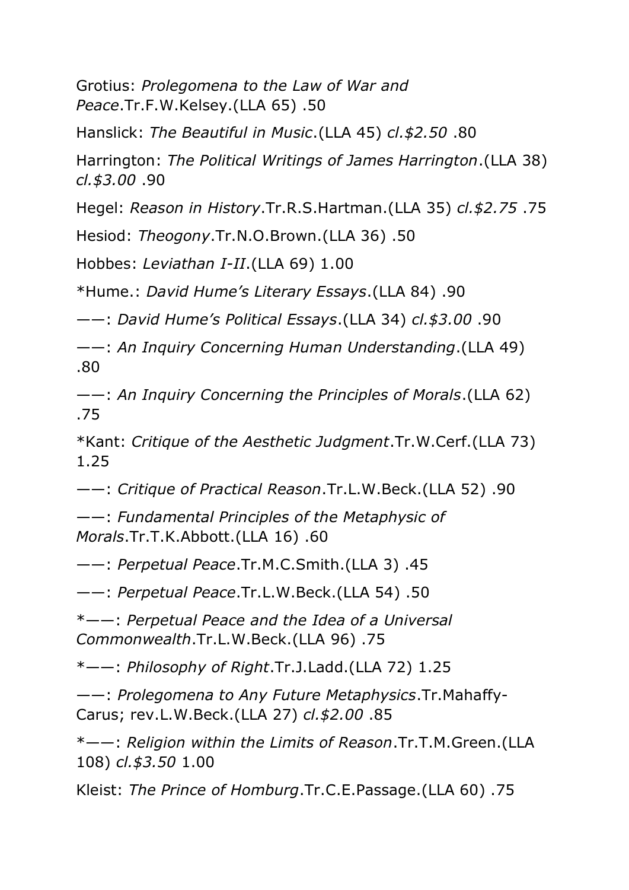Grotius: *Prolegomena to the Law of War and Peace*.Tr.F.W.Kelsey.(LLA 65) .50

Hanslick: *The Beautiful in Music*.(LLA 45) *cl.$2.50* .80

Harrington: *The Political Writings of James Harrington*.(LLA 38) *cl.$3.00* .90

Hegel: *Reason in History*.Tr.R.S.Hartman.(LLA 35) *cl.$2.75* .75

Hesiod: *Theogony*.Tr.N.O.Brown.(LLA 36) .50

Hobbes: *Leviathan I-II*.(LLA 69) 1.00

*Hume.: *David Hume’s Literary Essays*.(LLA 84) .90

——: *David Hume’s Political Essays*.(LLA 34) *cl.$3.00* .90

——: *An Inquiry Concerning Human Understanding*.(LLA 49) .80

——: *An Inquiry Concerning the Principles of Morals*.(LLA 62) .75

*Kant: *Critique of the Aesthetic Judgment*.Tr.W.Cerf.(LLA 73) 1.25

——: *Critique of Practical Reason*.Tr.L.W.Beck.(LLA 52) .90

——: *Fundamental Principles of the Metaphysic of Morals*.Tr.T.K.Abbott.(LLA 16) .60

——: *Perpetual Peace*.Tr.M.C.Smith.(LLA 3) .45

——: *Perpetual Peace*.Tr.L.W.Beck.(LLA 54) .50

*——: *Perpetual Peace and the Idea of a Universal Commonwealth*.Tr.L.W.Beck.(LLA 96) .75

*——: *Philosophy of Right*.Tr.J.Ladd.(LLA 72) 1.25

——: *Prolegomena to Any Future Metaphysics*.Tr.Mahaffy-Carus; rev.L.W.Beck.(LLA 27) *cl.$2.00* .85

*——: *Religion within the Limits of Reason*.Tr.T.M.Green.(LLA 108) *cl.$3.50* 1.00

Kleist: *The Prince of Homburg*.Tr.C.E.Passage.(LLA 60) .75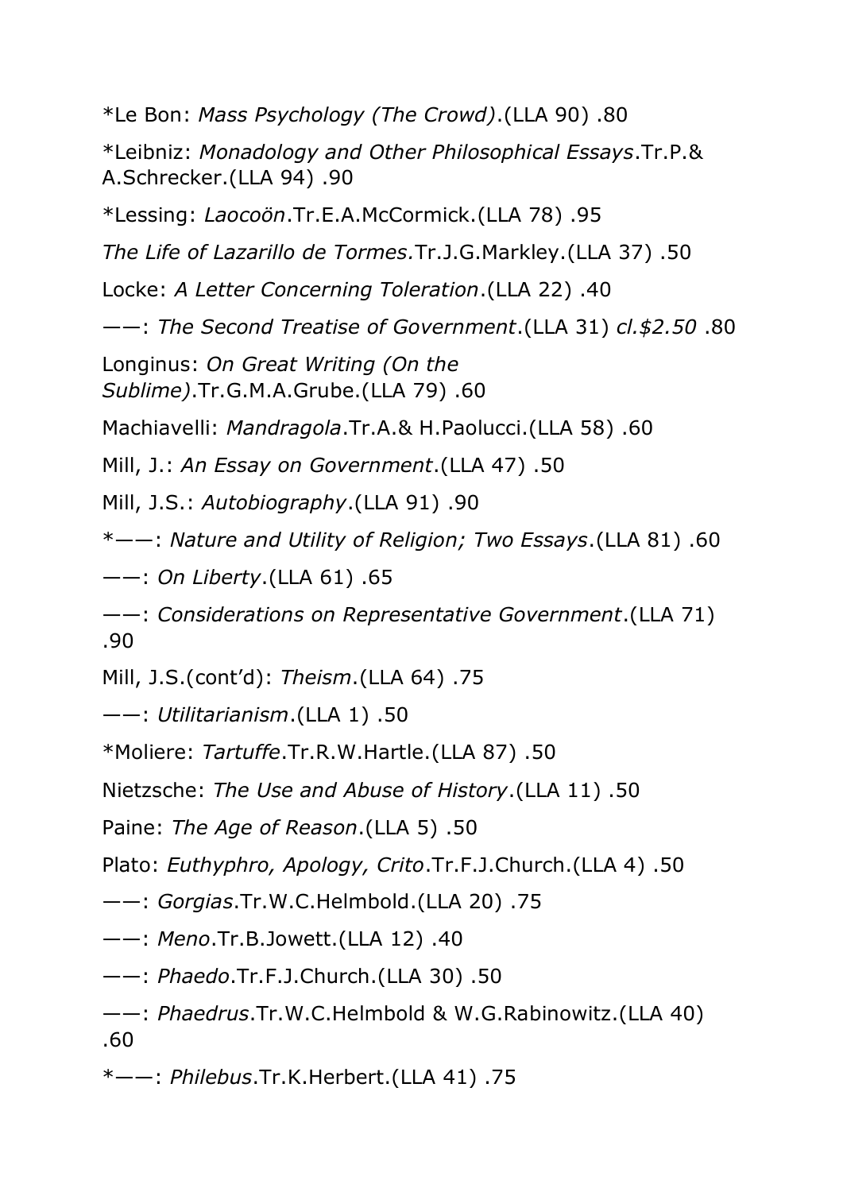*Le Bon: *Mass Psychology (The Crowd)*.(LLA 90) .80

*Leibniz: *Monadology and Other Philosophical Essays*.Tr.P.& A.Schrecker.(LLA 94) .90

*Lessing: *Laocoön*.Tr.E.A.McCormick.(LLA 78) .95

*The Life of Lazarillo de Tormes.*Tr.J.G.Markley.(LLA 37) .50

Locke: *A Letter Concerning Toleration*.(LLA 22) .40

——: *The Second Treatise of Government*.(LLA 31) *cl.$2.50* .80

Longinus: *On Great Writing (On the Sublime)*.Tr.G.M.A.Grube.(LLA 79) .60

Machiavelli: *Mandragola*.Tr.A.& H.Paolucci.(LLA 58) .60

Mill, J.: *An Essay on Government*.(LLA 47) .50

Mill, J.S.: *Autobiography*.(LLA 91) .90

*——: *Nature and Utility of Religion; Two Essays*.(LLA 81) .60

——: *On Liberty*.(LLA 61) .65

——: *Considerations on Representative Government*.(LLA 71) .90

Mill, J.S.(cont'd): *Theism*.(LLA 64) .75

——: *Utilitarianism*.(LLA 1) .50

*Moliere: *Tartuffe*.Tr.R.W.Hartle.(LLA 87) .50

Nietzsche: *The Use and Abuse of History*.(LLA 11) .50

Paine: *The Age of Reason*.(LLA 5) .50

Plato: *Euthyphro, Apology, Crito*.Tr.F.J.Church.(LLA 4) .50

——: *Gorgias*.Tr.W.C.Helmbold.(LLA 20) .75

——: *Meno*.Tr.B.Jowett.(LLA 12) .40

——: *Phaedo*.Tr.F.J.Church.(LLA 30) .50

——: *Phaedrus*.Tr.W.C.Helmbold & W.G.Rabinowitz.(LLA 40) .60

*——: *Philebus*.Tr.K.Herbert.(LLA 41) .75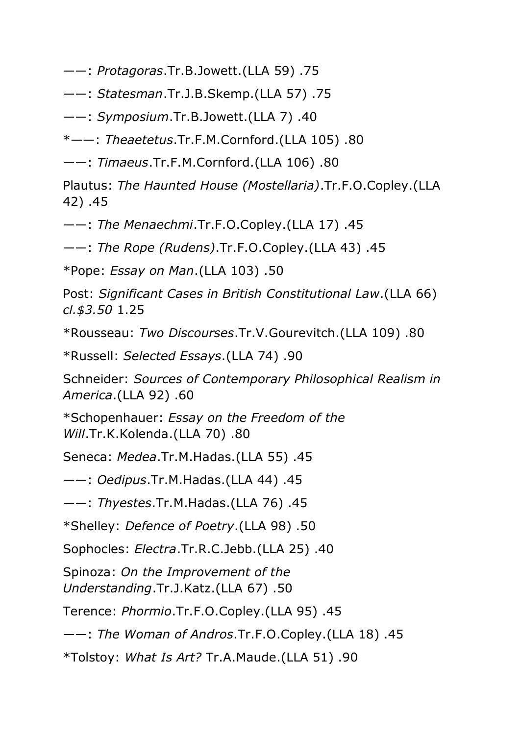——: *Protagoras*.Tr.B.Jowett.(LLA 59) .75

——: *Statesman*.Tr.J.B.Skemp.(LLA 57) .75

——: *Symposium*.Tr.B.Jowett.(LLA 7) .40

*——: *Theaetetus*.Tr.F.M.Cornford.(LLA 105) .80

——: *Timaeus*.Tr.F.M.Cornford.(LLA 106) .80

Plautus: *The Haunted House (Mostellaria)*.Tr.F.O.Copley.(LLA 42) .45

——: *The Menaechmi*.Tr.F.O.Copley.(LLA 17) .45

——: *The Rope (Rudens)*.Tr.F.O.Copley.(LLA 43) .45

*Pope: *Essay on Man*.(LLA 103) .50

Post: *Significant Cases in British Constitutional Law*.(LLA 66) *cl.$3.50* 1.25

*Rousseau: *Two Discourses*.Tr.V.Gourevitch.(LLA 109) .80

*Russell: *Selected Essays*.(LLA 74) .90

Schneider: *Sources of Contemporary Philosophical Realism in America*.(LLA 92) .60

*Schopenhauer: *Essay on the Freedom of the Will*.Tr.K.Kolenda.(LLA 70) .80

Seneca: *Medea*.Tr.M.Hadas.(LLA 55) .45

——: *Oedipus*.Tr.M.Hadas.(LLA 44) .45

——: *Thyestes*.Tr.M.Hadas.(LLA 76) .45

*Shelley: *Defence of Poetry*.(LLA 98) .50

Sophocles: *Electra*.Tr.R.C.Jebb.(LLA 25) .40

Spinoza: *On the Improvement of the Understanding*.Tr.J.Katz.(LLA 67) .50

Terence: *Phormio*.Tr.F.O.Copley.(LLA 95) .45

——: *The Woman of Andros*.Tr.F.O.Copley.(LLA 18) .45

*Tolstoy: *What Is Art?* Tr.A.Maude.(LLA 51) .90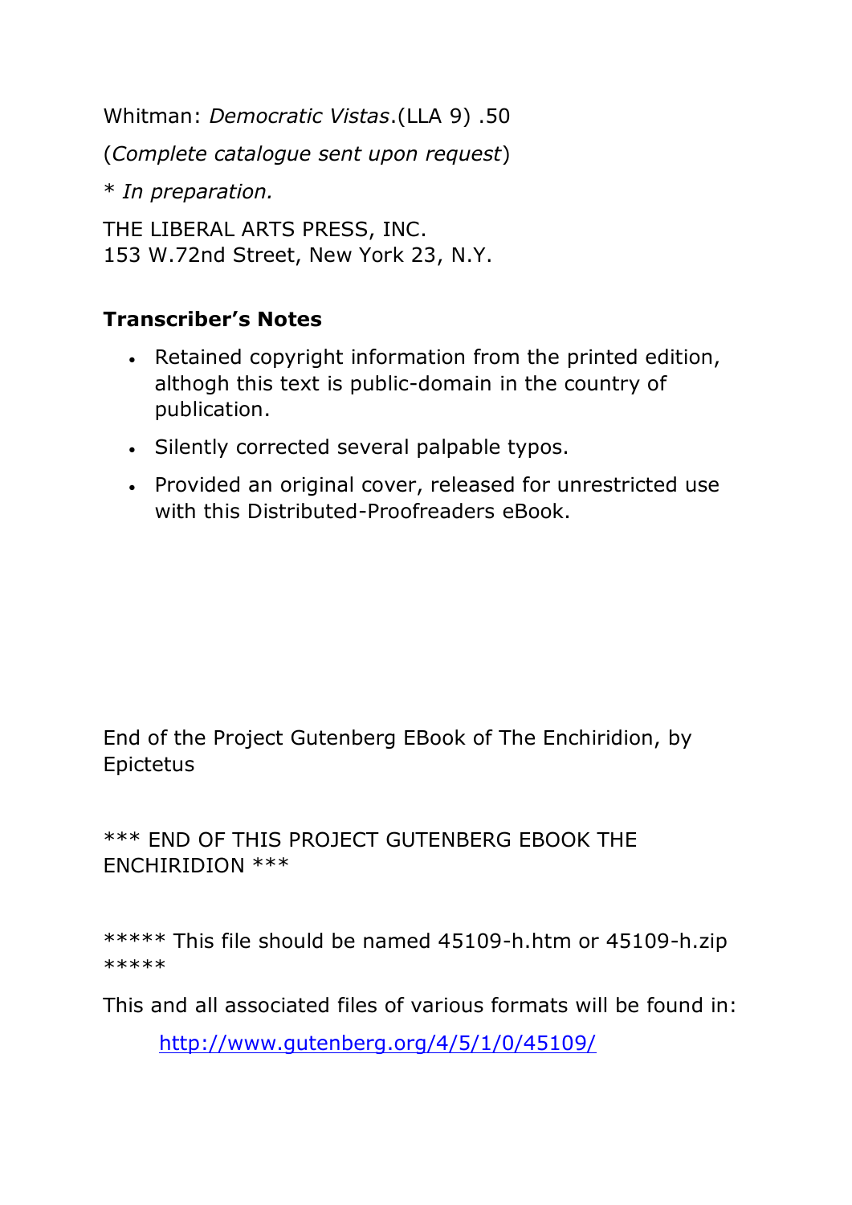Whitman: *Democratic Vistas*.(LLA 9) .50

(*Complete catalogue sent upon request*)

* *In preparation.*

THE LIBERAL ARTS PRESS, INC.
153 W.72nd Street, New York 23, N.Y.

**Transcriber's Notes**

- Retained copyright information from the printed edition, althogh this text is public-domain in the country of publication.
- Silently corrected several palpable typos.
- Provided an original cover, released for unrestricted use with this Distributed-Proofreaders eBook.

End of the Project Gutenberg EBook of The Enchiridion, by Epictetus

*** END OF THIS PROJECT GUTENBERG EBOOK THE ENCHIRIDION ***

***** This file should be named 45109-h.htm or 45109-h.zip *****

This and all associated files of various formats will be found in:

http://www.gutenberg.org/4/5/1/0/45109/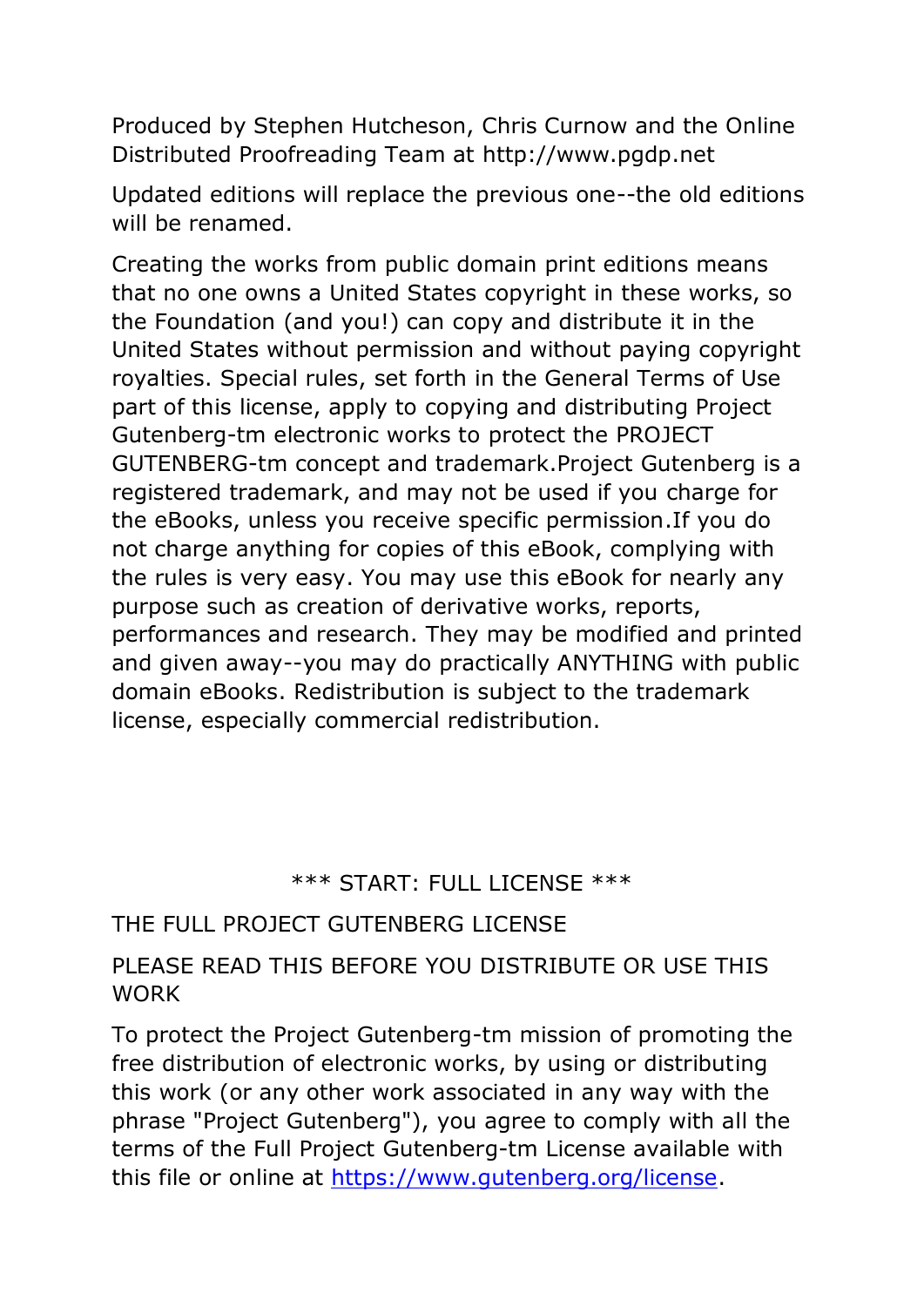Produced by Stephen Hutcheson, Chris Curnow and the Online Distributed Proofreading Team at http://www.pgdp.net

Updated editions will replace the previous one--the old editions will be renamed.

Creating the works from public domain print editions means that no one owns a United States copyright in these works, so the Foundation (and you!) can copy and distribute it in the United States without permission and without paying copyright royalties. Special rules, set forth in the General Terms of Use part of this license, apply to copying and distributing Project Gutenberg-tm electronic works to protect the PROJECT GUTENBERG-tm concept and trademark.Project Gutenberg is a registered trademark, and may not be used if you charge for the eBooks, unless you receive specific permission.If you do not charge anything for copies of this eBook, complying with the rules is very easy. You may use this eBook for nearly any purpose such as creation of derivative works, reports, performances and research. They may be modified and printed and given away--you may do practically ANYTHING with public domain eBooks. Redistribution is subject to the trademark license, especially commercial redistribution.

*** START: FULL LICENSE ***

THE FULL PROJECT GUTENBERG LICENSE

PLEASE READ THIS BEFORE YOU DISTRIBUTE OR USE THIS WORK

To protect the Project Gutenberg-tm mission of promoting the free distribution of electronic works, by using or distributing this work (or any other work associated in any way with the phrase "Project Gutenberg"), you agree to comply with all the terms of the Full Project Gutenberg-tm License available with this file or online at https://www.gutenberg.org/license.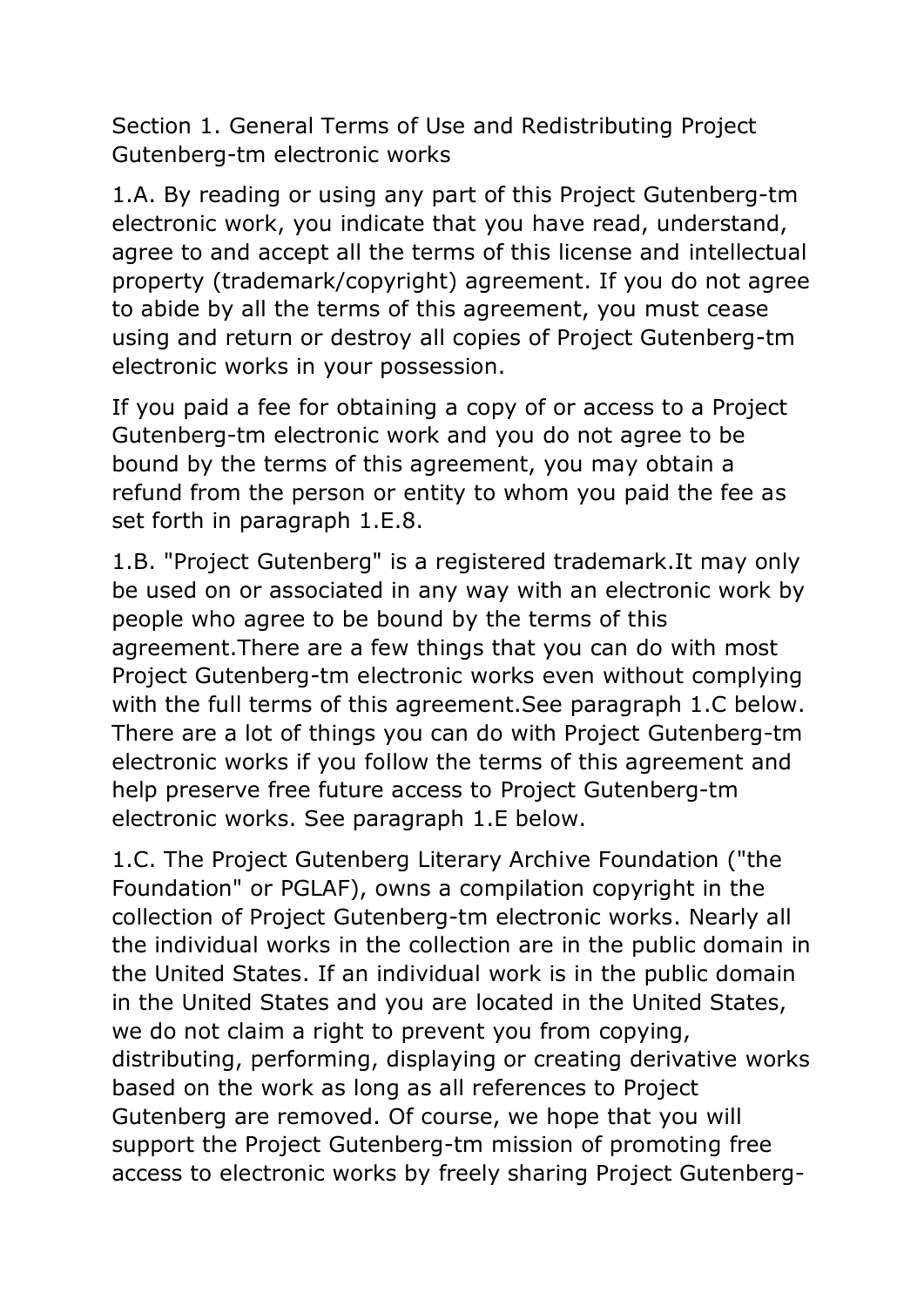Section 1. General Terms of Use and Redistributing Project Gutenberg-tm electronic works

1.A. By reading or using any part of this Project Gutenberg-tm electronic work, you indicate that you have read, understand, agree to and accept all the terms of this license and intellectual property (trademark/copyright) agreement. If you do not agree to abide by all the terms of this agreement, you must cease using and return or destroy all copies of Project Gutenberg-tm electronic works in your possession.

If you paid a fee for obtaining a copy of or access to a Project Gutenberg-tm electronic work and you do not agree to be bound by the terms of this agreement, you may obtain a refund from the person or entity to whom you paid the fee as set forth in paragraph 1.E.8.

1.B. "Project Gutenberg" is a registered trademark.It may only be used on or associated in any way with an electronic work by people who agree to be bound by the terms of this agreement.There are a few things that you can do with most Project Gutenberg-tm electronic works even without complying with the full terms of this agreement.See paragraph 1.C below. There are a lot of things you can do with Project Gutenberg-tm electronic works if you follow the terms of this agreement and help preserve free future access to Project Gutenberg-tm electronic works. See paragraph 1.E below.

1.C. The Project Gutenberg Literary Archive Foundation ("the Foundation" or PGLAF), owns a compilation copyright in the collection of Project Gutenberg-tm electronic works. Nearly all the individual works in the collection are in the public domain in the United States. If an individual work is in the public domain in the United States and you are located in the United States, we do not claim a right to prevent you from copying, distributing, performing, displaying or creating derivative works based on the work as long as all references to Project Gutenberg are removed. Of course, we hope that you will support the Project Gutenberg-tm mission of promoting free access to electronic works by freely sharing Project Gutenberg-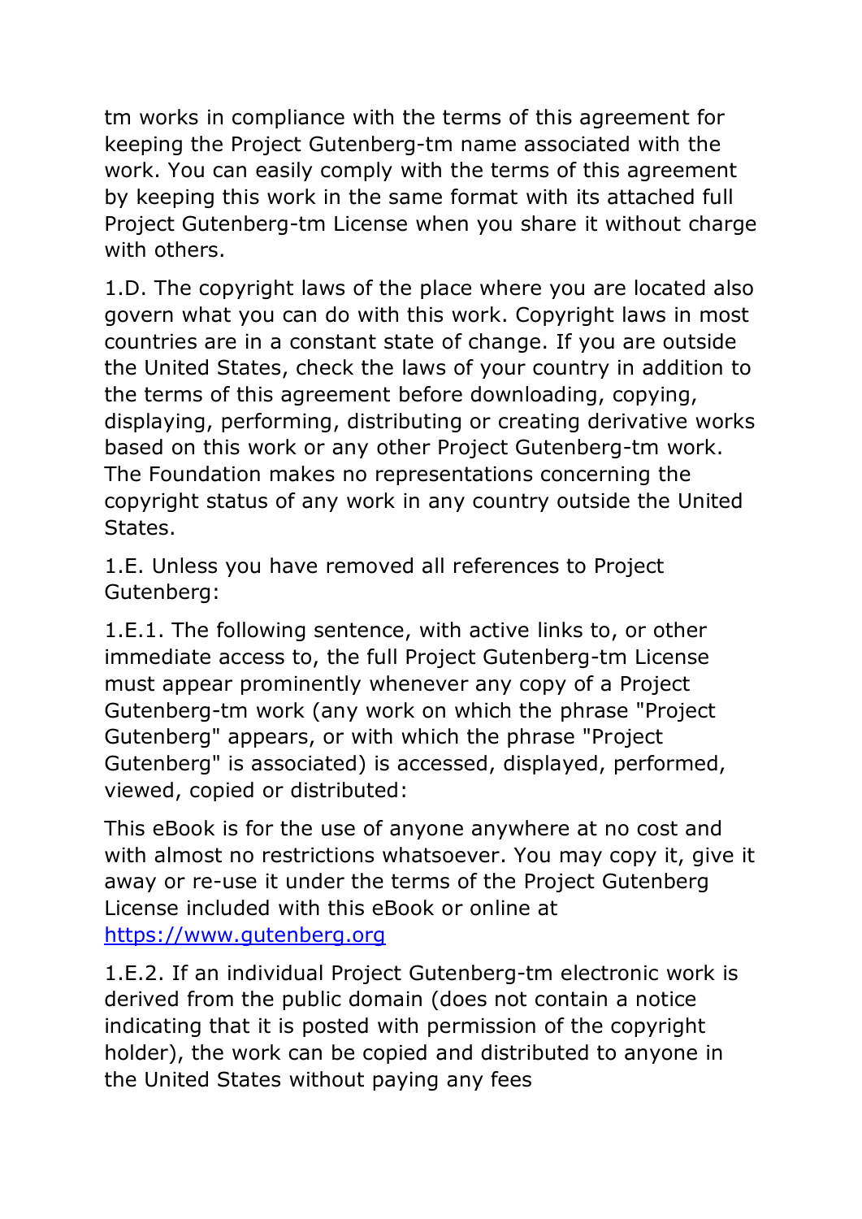tm works in compliance with the terms of this agreement for keeping the Project Gutenberg-tm name associated with the work. You can easily comply with the terms of this agreement by keeping this work in the same format with its attached full Project Gutenberg-tm License when you share it without charge with others.

1.D. The copyright laws of the place where you are located also govern what you can do with this work. Copyright laws in most countries are in a constant state of change. If you are outside the United States, check the laws of your country in addition to the terms of this agreement before downloading, copying, displaying, performing, distributing or creating derivative works based on this work or any other Project Gutenberg-tm work. The Foundation makes no representations concerning the copyright status of any work in any country outside the United States.

1.E. Unless you have removed all references to Project Gutenberg:

1.E.1. The following sentence, with active links to, or other immediate access to, the full Project Gutenberg-tm License must appear prominently whenever any copy of a Project Gutenberg-tm work (any work on which the phrase "Project Gutenberg" appears, or with which the phrase "Project Gutenberg" is associated) is accessed, displayed, performed, viewed, copied or distributed:

This eBook is for the use of anyone anywhere at no cost and with almost no restrictions whatsoever. You may copy it, give it away or re-use it under the terms of the Project Gutenberg License included with this eBook or online at [https://www.gutenberg.org](https://www.gutenberg.org)

1.E.2. If an individual Project Gutenberg-tm electronic work is derived from the public domain (does not contain a notice indicating that it is posted with permission of the copyright holder), the work can be copied and distributed to anyone in the United States without paying any fees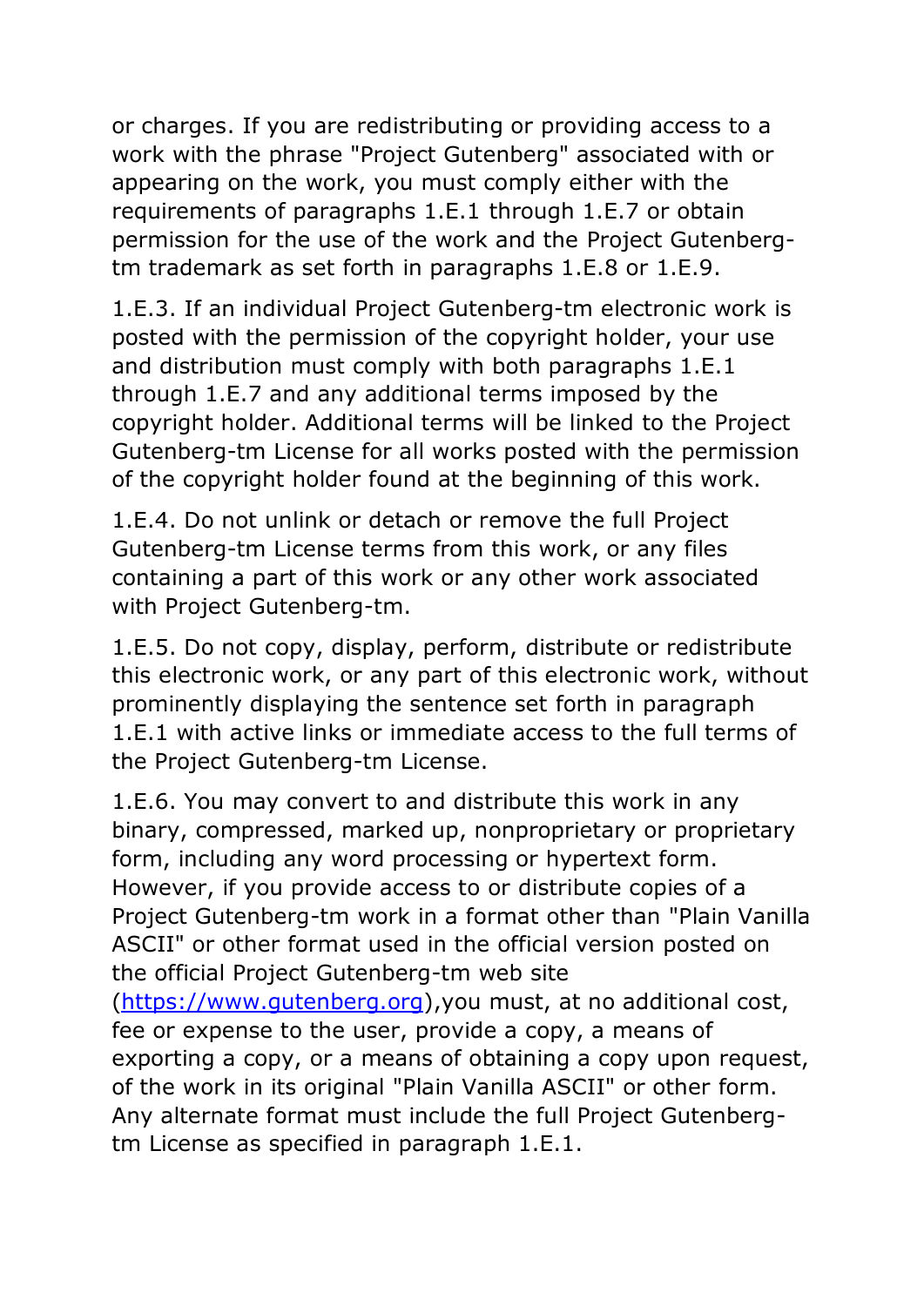or charges. If you are redistributing or providing access to a work with the phrase "Project Gutenberg" associated with or appearing on the work, you must comply either with the requirements of paragraphs 1.E.1 through 1.E.7 or obtain permission for the use of the work and the Project Gutenberg-tm trademark as set forth in paragraphs 1.E.8 or 1.E.9.

1.E.3. If an individual Project Gutenberg-tm electronic work is posted with the permission of the copyright holder, your use and distribution must comply with both paragraphs 1.E.1 through 1.E.7 and any additional terms imposed by the copyright holder. Additional terms will be linked to the Project Gutenberg-tm License for all works posted with the permission of the copyright holder found at the beginning of this work.

1.E.4. Do not unlink or detach or remove the full Project Gutenberg-tm License terms from this work, or any files containing a part of this work or any other work associated with Project Gutenberg-tm.

1.E.5. Do not copy, display, perform, distribute or redistribute this electronic work, or any part of this electronic work, without prominently displaying the sentence set forth in paragraph 1.E.1 with active links or immediate access to the full terms of the Project Gutenberg-tm License.

1.E.6. You may convert to and distribute this work in any binary, compressed, marked up, nonproprietary or proprietary form, including any word processing or hypertext form. However, if you provide access to or distribute copies of a Project Gutenberg-tm work in a format other than "Plain Vanilla ASCII" or other format used in the official version posted on the official Project Gutenberg-tm web site ([https://www.gutenberg.org](https://www.gutenberg.org)),you must, at no additional cost, fee or expense to the user, provide a copy, a means of exporting a copy, or a means of obtaining a copy upon request, of the work in its original "Plain Vanilla ASCII" or other form. Any alternate format must include the full Project Gutenberg-tm License as specified in paragraph 1.E.1.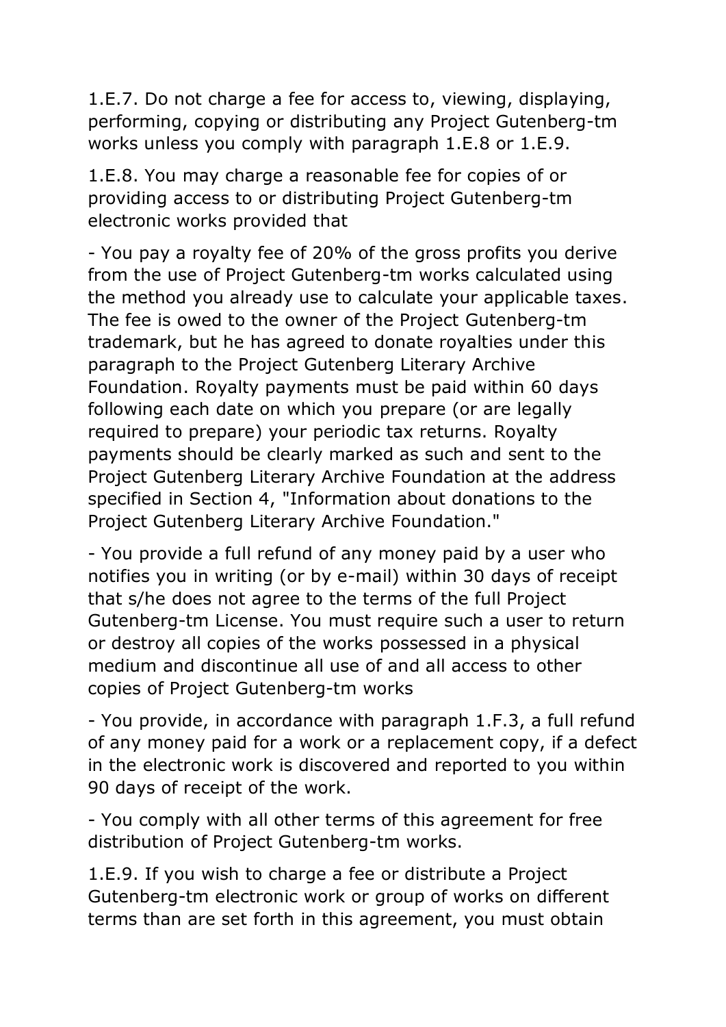1.E.7. Do not charge a fee for access to, viewing, displaying, performing, copying or distributing any Project Gutenberg-tm works unless you comply with paragraph 1.E.8 or 1.E.9.

1.E.8. You may charge a reasonable fee for copies of or providing access to or distributing Project Gutenberg-tm electronic works provided that

- You pay a royalty fee of 20% of the gross profits you derive from the use of Project Gutenberg-tm works calculated using the method you already use to calculate your applicable taxes. The fee is owed to the owner of the Project Gutenberg-tm trademark, but he has agreed to donate royalties under this paragraph to the Project Gutenberg Literary Archive Foundation. Royalty payments must be paid within 60 days following each date on which you prepare (or are legally required to prepare) your periodic tax returns. Royalty payments should be clearly marked as such and sent to the Project Gutenberg Literary Archive Foundation at the address specified in Section 4, "Information about donations to the Project Gutenberg Literary Archive Foundation."

- You provide a full refund of any money paid by a user who notifies you in writing (or by e-mail) within 30 days of receipt that s/he does not agree to the terms of the full Project Gutenberg-tm License. You must require such a user to return or destroy all copies of the works possessed in a physical medium and discontinue all use of and all access to other copies of Project Gutenberg-tm works

- You provide, in accordance with paragraph 1.F.3, a full refund of any money paid for a work or a replacement copy, if a defect in the electronic work is discovered and reported to you within 90 days of receipt of the work.

- You comply with all other terms of this agreement for free distribution of Project Gutenberg-tm works.

1.E.9. If you wish to charge a fee or distribute a Project Gutenberg-tm electronic work or group of works on different terms than are set forth in this agreement, you must obtain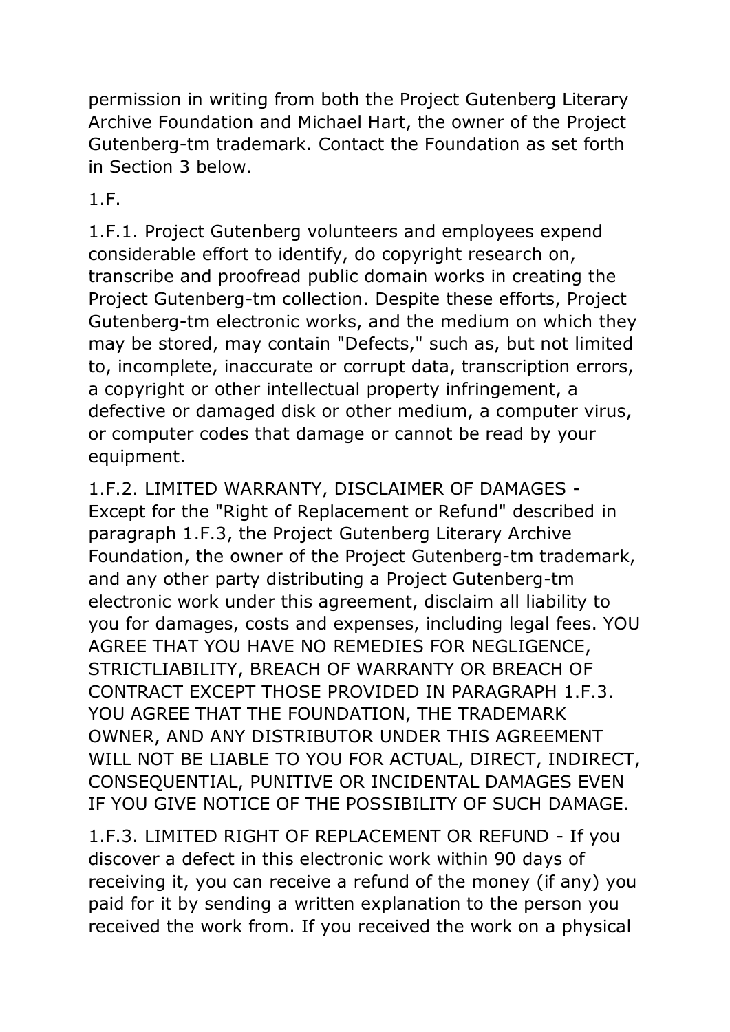permission in writing from both the Project Gutenberg Literary Archive Foundation and Michael Hart, the owner of the Project Gutenberg-tm trademark. Contact the Foundation as set forth in Section 3 below.

1.F.

1.F.1. Project Gutenberg volunteers and employees expend considerable effort to identify, do copyright research on, transcribe and proofread public domain works in creating the Project Gutenberg-tm collection. Despite these efforts, Project Gutenberg-tm electronic works, and the medium on which they may be stored, may contain "Defects," such as, but not limited to, incomplete, inaccurate or corrupt data, transcription errors, a copyright or other intellectual property infringement, a defective or damaged disk or other medium, a computer virus, or computer codes that damage or cannot be read by your equipment.

1.F.2. LIMITED WARRANTY, DISCLAIMER OF DAMAGES - Except for the "Right of Replacement or Refund" described in paragraph 1.F.3, the Project Gutenberg Literary Archive Foundation, the owner of the Project Gutenberg-tm trademark, and any other party distributing a Project Gutenberg-tm electronic work under this agreement, disclaim all liability to you for damages, costs and expenses, including legal fees. YOU AGREE THAT YOU HAVE NO REMEDIES FOR NEGLIGENCE, STRICTLIABILITY, BREACH OF WARRANTY OR BREACH OF CONTRACT EXCEPT THOSE PROVIDED IN PARAGRAPH 1.F.3. YOU AGREE THAT THE FOUNDATION, THE TRADEMARK OWNER, AND ANY DISTRIBUTOR UNDER THIS AGREEMENT WILL NOT BE LIABLE TO YOU FOR ACTUAL, DIRECT, INDIRECT, CONSEQUENTIAL, PUNITIVE OR INCIDENTAL DAMAGES EVEN IF YOU GIVE NOTICE OF THE POSSIBILITY OF SUCH DAMAGE.

1.F.3. LIMITED RIGHT OF REPLACEMENT OR REFUND - If you discover a defect in this electronic work within 90 days of receiving it, you can receive a refund of the money (if any) you paid for it by sending a written explanation to the person you received the work from. If you received the work on a physical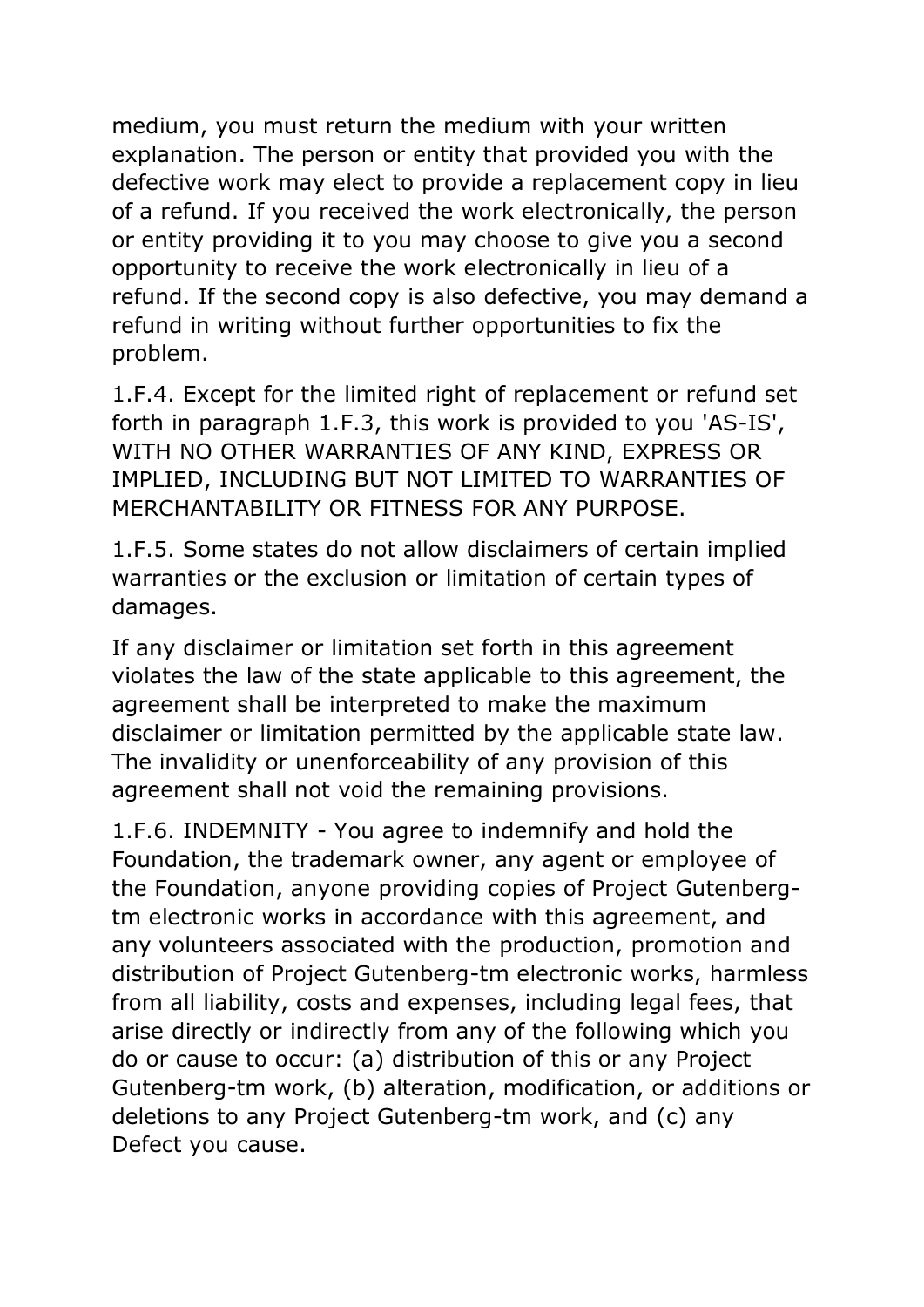medium, you must return the medium with your written explanation. The person or entity that provided you with the defective work may elect to provide a replacement copy in lieu of a refund. If you received the work electronically, the person or entity providing it to you may choose to give you a second opportunity to receive the work electronically in lieu of a refund. If the second copy is also defective, you may demand a refund in writing without further opportunities to fix the problem.

1.F.4. Except for the limited right of replacement or refund set forth in paragraph 1.F.3, this work is provided to you 'AS-IS', WITH NO OTHER WARRANTIES OF ANY KIND, EXPRESS OR IMPLIED, INCLUDING BUT NOT LIMITED TO WARRANTIES OF MERCHANTABILITY OR FITNESS FOR ANY PURPOSE.

1.F.5. Some states do not allow disclaimers of certain implied warranties or the exclusion or limitation of certain types of damages.

If any disclaimer or limitation set forth in this agreement violates the law of the state applicable to this agreement, the agreement shall be interpreted to make the maximum disclaimer or limitation permitted by the applicable state law. The invalidity or unenforceability of any provision of this agreement shall not void the remaining provisions.

1.F.6. INDEMNITY - You agree to indemnify and hold the Foundation, the trademark owner, any agent or employee of the Foundation, anyone providing copies of Project Gutenberg-tm electronic works in accordance with this agreement, and any volunteers associated with the production, promotion and distribution of Project Gutenberg-tm electronic works, harmless from all liability, costs and expenses, including legal fees, that arise directly or indirectly from any of the following which you do or cause to occur: (a) distribution of this or any Project Gutenberg-tm work, (b) alteration, modification, or additions or deletions to any Project Gutenberg-tm work, and (c) any Defect you cause.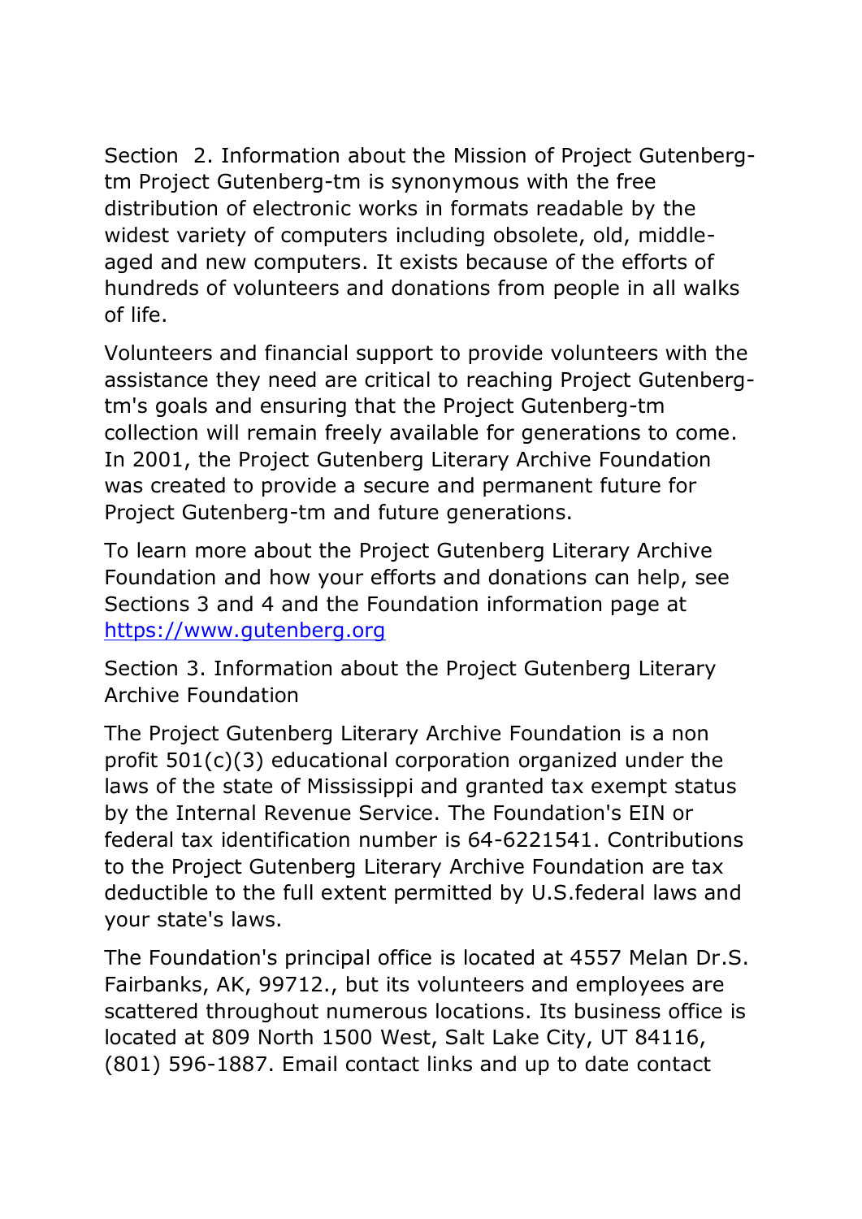Section  2. Information about the Mission of Project Gutenberg-tm Project Gutenberg-tm is synonymous with the free distribution of electronic works in formats readable by the widest variety of computers including obsolete, old, middle-aged and new computers. It exists because of the efforts of hundreds of volunteers and donations from people in all walks of life.

Volunteers and financial support to provide volunteers with the assistance they need are critical to reaching Project Gutenberg-tm's goals and ensuring that the Project Gutenberg-tm collection will remain freely available for generations to come. In 2001, the Project Gutenberg Literary Archive Foundation was created to provide a secure and permanent future for Project Gutenberg-tm and future generations.

To learn more about the Project Gutenberg Literary Archive Foundation and how your efforts and donations can help, see Sections 3 and 4 and the Foundation information page at [https://www.gutenberg.org](https://www.gutenberg.org)

Section 3. Information about the Project Gutenberg Literary Archive Foundation

The Project Gutenberg Literary Archive Foundation is a non profit 501(c)(3) educational corporation organized under the laws of the state of Mississippi and granted tax exempt status by the Internal Revenue Service. The Foundation's EIN or federal tax identification number is 64-6221541. Contributions to the Project Gutenberg Literary Archive Foundation are tax deductible to the full extent permitted by U.S.federal laws and your state's laws.

The Foundation's principal office is located at 4557 Melan Dr.S. Fairbanks, AK, 99712., but its volunteers and employees are scattered throughout numerous locations. Its business office is located at 809 North 1500 West, Salt Lake City, UT 84116, (801) 596-1887. Email contact links and up to date contact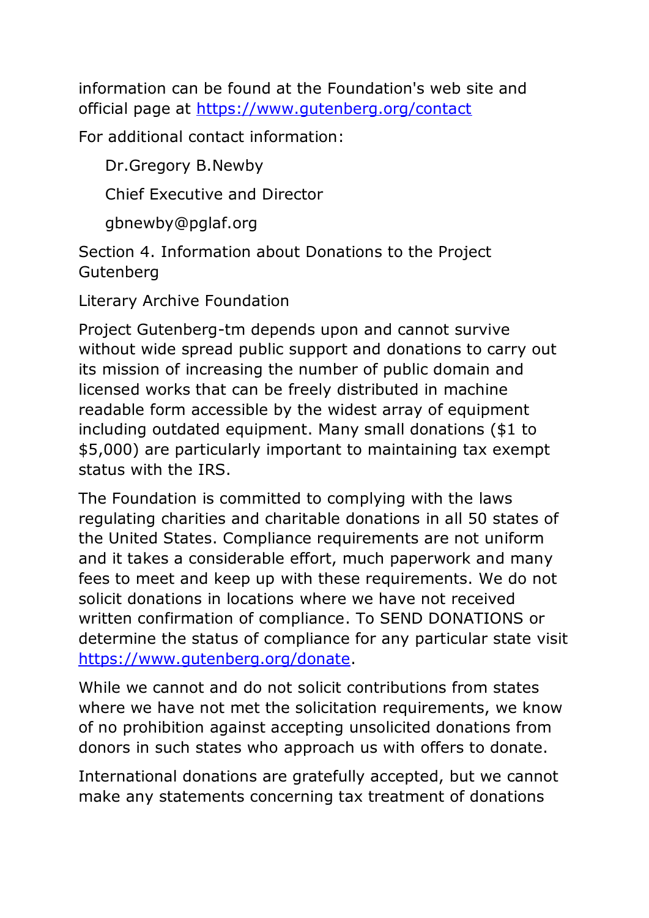information can be found at the Foundation's web site and official page at https://www.gutenberg.org/contact

For additional contact information:

Dr.Gregory B.Newby

Chief Executive and Director

gbnewby@pglaf.org

Section 4. Information about Donations to the Project Gutenberg

Literary Archive Foundation

Project Gutenberg-tm depends upon and cannot survive without wide spread public support and donations to carry out its mission of increasing the number of public domain and licensed works that can be freely distributed in machine readable form accessible by the widest array of equipment including outdated equipment. Many small donations ($1 to $5,000) are particularly important to maintaining tax exempt status with the IRS.

The Foundation is committed to complying with the laws regulating charities and charitable donations in all 50 states of the United States. Compliance requirements are not uniform and it takes a considerable effort, much paperwork and many fees to meet and keep up with these requirements. We do not solicit donations in locations where we have not received written confirmation of compliance. To SEND DONATIONS or determine the status of compliance for any particular state visit https://www.gutenberg.org/donate.

While we cannot and do not solicit contributions from states where we have not met the solicitation requirements, we know of no prohibition against accepting unsolicited donations from donors in such states who approach us with offers to donate.

International donations are gratefully accepted, but we cannot make any statements concerning tax treatment of donations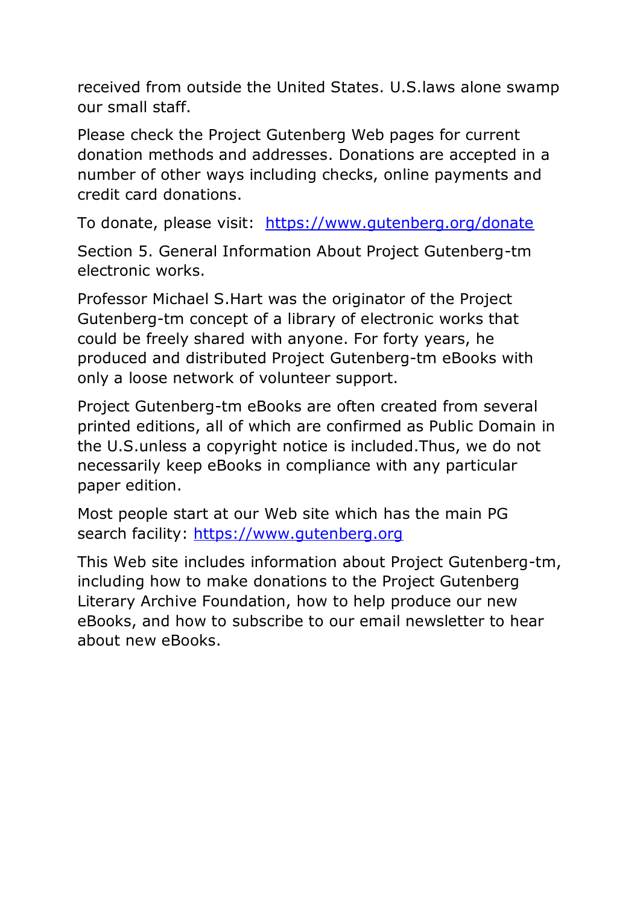received from outside the United States. U.S.laws alone swamp our small staff.

Please check the Project Gutenberg Web pages for current donation methods and addresses. Donations are accepted in a number of other ways including checks, online payments and credit card donations.

To donate, please visit: https://www.gutenberg.org/donate

Section 5. General Information About Project Gutenberg-tm electronic works.

Professor Michael S.Hart was the originator of the Project Gutenberg-tm concept of a library of electronic works that could be freely shared with anyone. For forty years, he produced and distributed Project Gutenberg-tm eBooks with only a loose network of volunteer support.

Project Gutenberg-tm eBooks are often created from several printed editions, all of which are confirmed as Public Domain in the U.S.unless a copyright notice is included.Thus, we do not necessarily keep eBooks in compliance with any particular paper edition.

Most people start at our Web site which has the main PG search facility: https://www.gutenberg.org

This Web site includes information about Project Gutenberg-tm, including how to make donations to the Project Gutenberg Literary Archive Foundation, how to help produce our new eBooks, and how to subscribe to our email newsletter to hear about new eBooks.